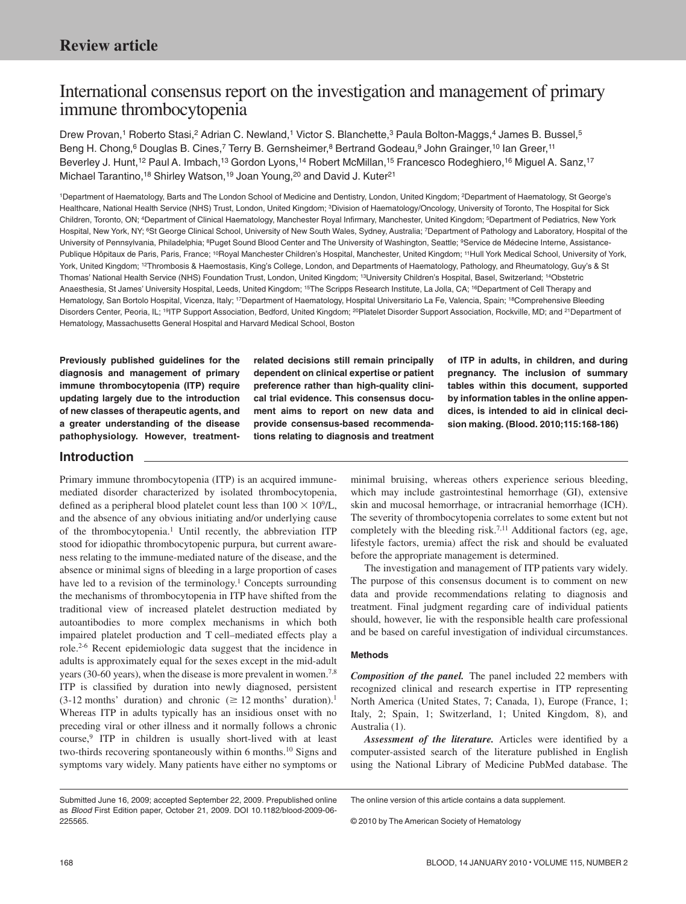**Review article**

# International consensus report on the investigation and management of primary immune thrombocytopenia

Drew Provan,[1] Roberto Stasi,[2] Adrian C. Newland,[1] Victor S. Blanchette,[3] Paula Bolton-Maggs,[4] James B. Bussel,[5] Beng H. Chong,[6] Douglas B. Cines,[7] Terry B. Gernsheimer,[8] Bertrand Godeau,[9] John Grainger,[10] Ian Greer,[11] Beverley J. Hunt,[12] Paul A. Imbach,[13] Gordon Lyons,[14] Robert McMillan,[15] Francesco Rodeghiero,[16] Miguel A. Sanz,[17] Michael Tarantino,[18] Shirley Watson,[19] Joan Young,[20] and David J. Kuter[21]

[1]Department of Haematology, Barts and The London School of Medicine and Dentistry, London, United Kingdom; [2]Department of Haematology, St George's Healthcare, National Health Service (NHS) Trust, London, United Kingdom; [3]Division of Haematology/Oncology, University of Toronto, The Hospital for Sick Children, Toronto, ON; [4]Department of Clinical Haematology, Manchester Royal Infirmary, Manchester, United Kingdom; [5]Department of Pediatrics, New York Hospital, New York, NY; [6]St George Clinical School, University of New South Wales, Sydney, Australia; [7]Department of Pathology and Laboratory, Hospital of the University of Pennsylvania, Philadelphia; [8]Puget Sound Blood Center and The University of Washington, Seattle; [9]Service de Médecine Interne, Assistance-Publique Hôpitaux de Paris, Paris, France; [10]Royal Manchester Children's Hospital, Manchester, United Kingdom; [11]Hull York Medical School, University of York, York, United Kingdom; [12]Thrombosis & Haemostasis, King's College, London, and Departments of Haematology, Pathology, and Rheumatology, Guy's & St Thomas' National Health Service (NHS) Foundation Trust, London, United Kingdom; [13]University Children's Hospital, Basel, Switzerland; [14]Obstetric Anaesthesia, St James' University Hospital, Leeds, United Kingdom; [15]The Scripps Research Institute, La Jolla, CA; [16]Department of Cell Therapy and Hematology, San Bortolo Hospital, Vicenza, Italy; [17]Department of Haematology, Hospital Universitario La Fe, Valencia, Spain; [18]Comprehensive Bleeding Disorders Center, Peoria, IL; [19]ITP Support Association, Bedford, United Kingdom; [20]Platelet Disorder Support Association, Rockville, MD; and [21]Department of Hematology, Massachusetts General Hospital and Harvard Medical School, Boston

**Previously published guidelines for the diagnosis and management of primary immune thrombocytopenia (ITP) require updating largely due to the introduction of new classes of therapeutic agents, and a greater understanding of the disease pathophysiology. However, treatment-related decisions still remain principally dependent on clinical expertise or patient preference rather than high-quality clinical trial evidence. This consensus document aims to report on new data and provide consensus-based recommendations relating to diagnosis and treatment of ITP in adults, in children, and during pregnancy. The inclusion of summary tables within this document, supported by information tables in the online appendices, is intended to aid in clinical decision making. (Blood. 2010;115:168-186)**

## Introduction

Primary immune thrombocytopenia (ITP) is an acquired immune-mediated disorder characterized by isolated thrombocytopenia, defined as a peripheral blood platelet count less than $100 \times 10^9$/L, and the absence of any obvious initiating and/or underlying cause of the thrombocytopenia.[1] Until recently, the abbreviation ITP stood for idiopathic thrombocytopenic purpura, but current awareness relating to the immune-mediated nature of the disease, and the absence or minimal signs of bleeding in a large proportion of cases have led to a revision of the terminology.[1] Concepts surrounding the mechanisms of thrombocytopenia in ITP have shifted from the traditional view of increased platelet destruction mediated by autoantibodies to more complex mechanisms in which both impaired platelet production and T cell–mediated effects play a role.[2-6] Recent epidemiologic data suggest that the incidence in adults is approximately equal for the sexes except in the mid-adult years (30-60 years), when the disease is more prevalent in women.[7,8] ITP is classified by duration into newly diagnosed, persistent (3-12 months' duration) and chronic ($\geq$ 12 months' duration).[1] Whereas ITP in adults typically has an insidious onset with no preceding viral or other illness and it normally follows a chronic course,[9] ITP in children is usually short-lived with at least two-thirds recovering spontaneously within 6 months.[10] Signs and symptoms vary widely. Many patients have either no symptoms or minimal bruising, whereas others experience serious bleeding, which may include gastrointestinal hemorrhage (GI), extensive skin and mucosal hemorrhage, or intracranial hemorrhage (ICH). The severity of thrombocytopenia correlates to some extent but not completely with the bleeding risk.[7,11] Additional factors (eg, age, lifestyle factors, uremia) affect the risk and should be evaluated before the appropriate management is determined.

The investigation and management of ITP patients vary widely. The purpose of this consensus document is to comment on new data and provide recommendations relating to diagnosis and treatment. Final judgment regarding care of individual patients should, however, lie with the responsible health care professional and be based on careful investigation of individual circumstances.

### Methods

***Composition of the panel.*** The panel included 22 members with recognized clinical and research expertise in ITP representing North America (United States, 7; Canada, 1), Europe (France, 1; Italy, 2; Spain, 1; Switzerland, 1; United Kingdom, 8), and Australia (1).

***Assessment of the literature.*** Articles were identified by a computer-assisted search of the literature published in English using the National Library of Medicine PubMed database. The

Submitted June 16, 2009; accepted September 22, 2009. Prepublished online as *Blood* First Edition paper, October 21, 2009. DOI 10.1182/blood-2009-06-225565.

The online version of this article contains a data supplement.

© 2010 by The American Society of Hematology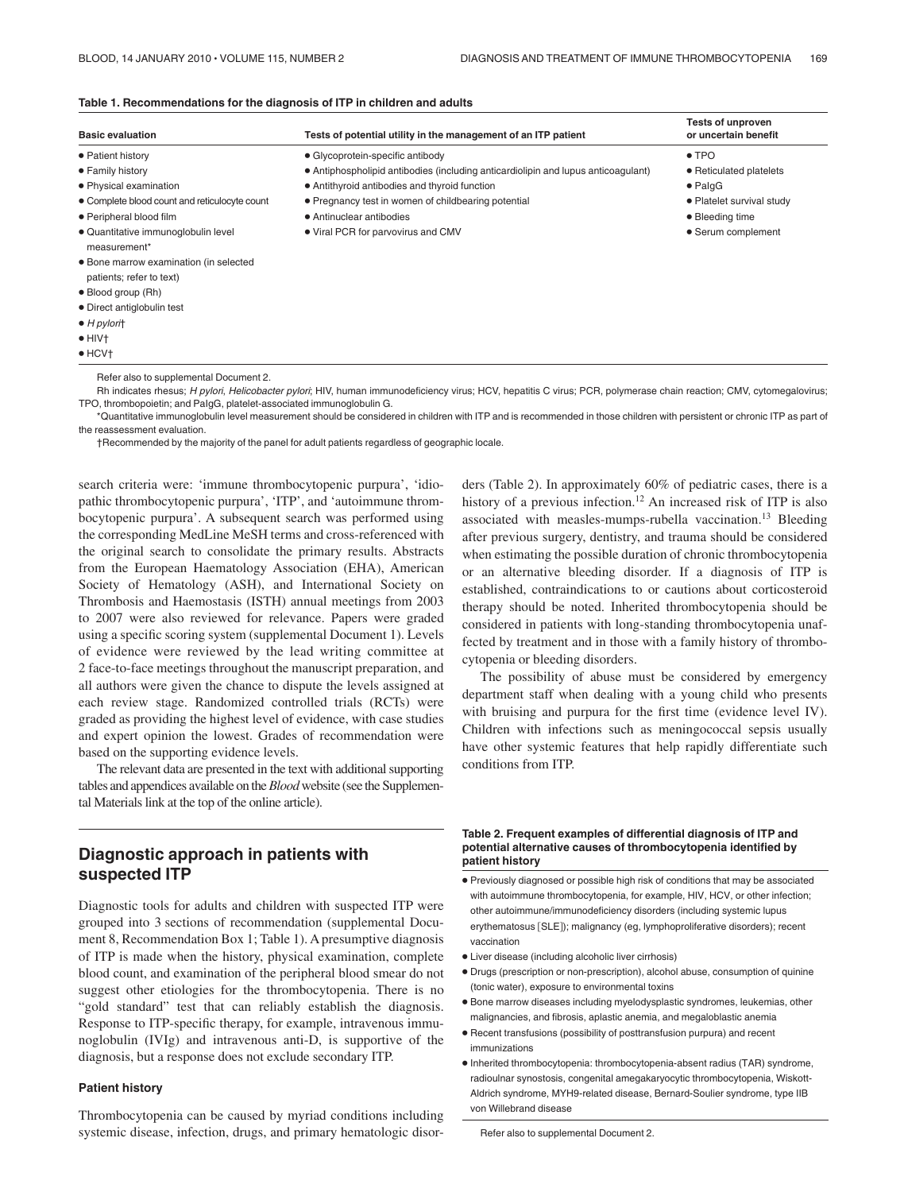**Table 1. Recommendations for the diagnosis of ITP in children and adults**

| Basic evaluation | Tests of potential utility in the management of an ITP patient | Tests of unproven or uncertain benefit |
|---|---|---|
| • Patient history | • Glycoprotein-specific antibody | • TPO |
| • Family history | • Antiphospholipid antibodies (including anticardiolipin and lupus anticoagulant) | • Reticulated platelets |
| • Physical examination | • Antithyroid antibodies and thyroid function | • PaIgG |
| • Complete blood count and reticulocyte count | • Pregnancy test in women of childbearing potential | • Platelet survival study |
| • Peripheral blood film | • Antinuclear antibodies | • Bleeding time |
| • Quantitative immunoglobulin level measurement* | • Viral PCR for parvovirus and CMV | • Serum complement |
| • Bone marrow examination (in selected patients; refer to text) | | |
| • Blood group (Rh) | | |
| • Direct antiglobulin test | | |
| • *H pylori*† | | |
| • HIV† | | |
| • HCV† | | |

Refer also to supplemental Document 2.

Rh indicates rhesus; *H pylori*, *Helicobacter pylori*; HIV, human immunodeficiency virus; HCV, hepatitis C virus; PCR, polymerase chain reaction; CMV, cytomegalovirus; TPO, thrombopoietin; and PaIgG, platelet-associated immunoglobulin G.

*Quantitative immunoglobulin level measurement should be considered in children with ITP and is recommended in those children with persistent or chronic ITP as part of the reassessment evaluation.

†Recommended by the majority of the panel for adult patients regardless of geographic locale.

search criteria were: 'immune thrombocytopenic purpura', 'idiopathic thrombocytopenic purpura', 'ITP', and 'autoimmune thrombocytopenic purpura'. A subsequent search was performed using the corresponding MedLine MeSH terms and cross-referenced with the original search to consolidate the primary results. Abstracts from the European Haematology Association (EHA), American Society of Hematology (ASH), and International Society on Thrombosis and Haemostasis (ISTH) annual meetings from 2003 to 2007 were also reviewed for relevance. Papers were graded using a specific scoring system (supplemental Document 1). Levels of evidence were reviewed by the lead writing committee at 2 face-to-face meetings throughout the manuscript preparation, and all authors were given the chance to dispute the levels assigned at each review stage. Randomized controlled trials (RCTs) were graded as providing the highest level of evidence, with case studies and expert opinion the lowest. Grades of recommendation were based on the supporting evidence levels.

The relevant data are presented in the text with additional supporting tables and appendices available on the *Blood* website (see the Supplemental Materials link at the top of the online article).

## Diagnostic approach in patients with suspected ITP

Diagnostic tools for adults and children with suspected ITP were grouped into 3 sections of recommendation (supplemental Document 8, Recommendation Box 1; Table 1). A presumptive diagnosis of ITP is made when the history, physical examination, complete blood count, and examination of the peripheral blood smear do not suggest other etiologies for the thrombocytopenia. There is no "gold standard" test that can reliably establish the diagnosis. Response to ITP-specific therapy, for example, intravenous immunoglobulin (IVIg) and intravenous anti-D, is supportive of the diagnosis, but a response does not exclude secondary ITP.

### Patient history

Thrombocytopenia can be caused by myriad conditions including systemic disease, infection, drugs, and primary hematologic disorders (Table 2). In approximately 60% of pediatric cases, there is a history of a previous infection.[12] An increased risk of ITP is also associated with measles-mumps-rubella vaccination.[13] Bleeding after previous surgery, dentistry, and trauma should be considered when estimating the possible duration of chronic thrombocytopenia or an alternative bleeding disorder. If a diagnosis of ITP is established, contraindications to or cautions about corticosteroid therapy should be noted. Inherited thrombocytopenia should be considered in patients with long-standing thrombocytopenia unaffected by treatment and in those with a family history of thrombocytopenia or bleeding disorders.

The possibility of abuse must be considered by emergency department staff when dealing with a young child who presents with bruising and purpura for the first time (evidence level IV). Children with infections such as meningococcal sepsis usually have other systemic features that help rapidly differentiate such conditions from ITP.

**Table 2. Frequent examples of differential diagnosis of ITP and potential alternative causes of thrombocytopenia identified by patient history**

- Previously diagnosed or possible high risk of conditions that may be associated with autoimmune thrombocytopenia, for example, HIV, HCV, or other infection; other autoimmune/immunodeficiency disorders (including systemic lupus erythematosus [SLE]); malignancy (eg, lymphoproliferative disorders); recent vaccination
- Liver disease (including alcoholic liver cirrhosis)
- Drugs (prescription or non-prescription), alcohol abuse, consumption of quinine (tonic water), exposure to environmental toxins
- Bone marrow diseases including myelodysplastic syndromes, leukemias, other malignancies, and fibrosis, aplastic anemia, and megaloblastic anemia
- Recent transfusions (possibility of posttransfusion purpura) and recent immunizations
- Inherited thrombocytopenia: thrombocytopenia-absent radius (TAR) syndrome, radioulnar synostosis, congenital amegakaryocytic thrombocytopenia, Wiskott-Aldrich syndrome, MYH9-related disease, Bernard-Soulier syndrome, type IIB von Willebrand disease

Refer also to supplemental Document 2.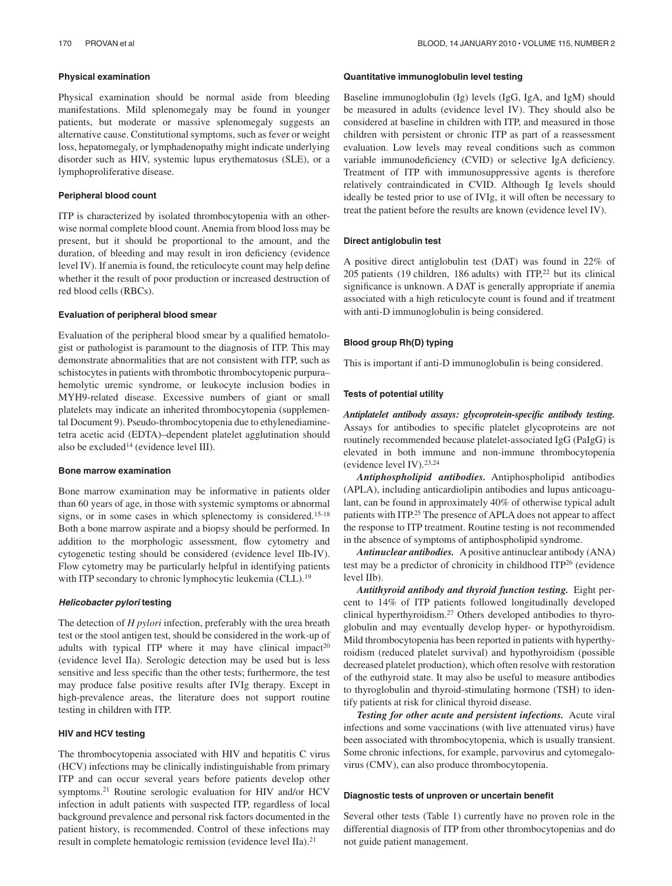### Physical examination

Physical examination should be normal aside from bleeding manifestations. Mild splenomegaly may be found in younger patients, but moderate or massive splenomegaly suggests an alternative cause. Constitutional symptoms, such as fever or weight loss, hepatomegaly, or lymphadenopathy might indicate underlying disorder such as HIV, systemic lupus erythematosus (SLE), or a lymphoproliferative disease.

### Peripheral blood count

ITP is characterized by isolated thrombocytopenia with an otherwise normal complete blood count. Anemia from blood loss may be present, but it should be proportional to the amount, and the duration, of bleeding and may result in iron deficiency (evidence level IV). If anemia is found, the reticulocyte count may help define whether it the result of poor production or increased destruction of red blood cells (RBCs).

### Evaluation of peripheral blood smear

Evaluation of the peripheral blood smear by a qualified hematologist or pathologist is paramount to the diagnosis of ITP. This may demonstrate abnormalities that are not consistent with ITP, such as schistocytes in patients with thrombotic thrombocytopenic purpura–hemolytic uremic syndrome, or leukocyte inclusion bodies in MYH9-related disease. Excessive numbers of giant or small platelets may indicate an inherited thrombocytopenia (supplemental Document 9). Pseudo-thrombocytopenia due to ethylenediaminetetra acetic acid (EDTA)–dependent platelet agglutination should also be excluded[14] (evidence level III).

### Bone marrow examination

Bone marrow examination may be informative in patients older than 60 years of age, in those with systemic symptoms or abnormal signs, or in some cases in which splenectomy is considered.[15-18] Both a bone marrow aspirate and a biopsy should be performed. In addition to the morphologic assessment, flow cytometry and cytogenetic testing should be considered (evidence level IIb-IV). Flow cytometry may be particularly helpful in identifying patients with ITP secondary to chronic lymphocytic leukemia (CLL).[19]

### *Helicobacter pylori* testing

The detection of *H pylori* infection, preferably with the urea breath test or the stool antigen test, should be considered in the work-up of adults with typical ITP where it may have clinical impact[20] (evidence level IIa). Serologic detection may be used but is less sensitive and less specific than the other tests; furthermore, the test may produce false positive results after IVIg therapy. Except in high-prevalence areas, the literature does not support routine testing in children with ITP.

### HIV and HCV testing

The thrombocytopenia associated with HIV and hepatitis C virus (HCV) infections may be clinically indistinguishable from primary ITP and can occur several years before patients develop other symptoms.[21] Routine serologic evaluation for HIV and/or HCV infection in adult patients with suspected ITP, regardless of local background prevalence and personal risk factors documented in the patient history, is recommended. Control of these infections may result in complete hematologic remission (evidence level IIa).[21]

### Quantitative immunoglobulin level testing

Baseline immunoglobulin (Ig) levels (IgG, IgA, and IgM) should be measured in adults (evidence level IV). They should also be considered at baseline in children with ITP, and measured in those children with persistent or chronic ITP as part of a reassessment evaluation. Low levels may reveal conditions such as common variable immunodeficiency (CVID) or selective IgA deficiency. Treatment of ITP with immunosuppressive agents is therefore relatively contraindicated in CVID. Although Ig levels should ideally be tested prior to use of IVIg, it will often be necessary to treat the patient before the results are known (evidence level IV).

### Direct antiglobulin test

A positive direct antiglobulin test (DAT) was found in 22% of 205 patients (19 children, 186 adults) with ITP,[22] but its clinical significance is unknown. A DAT is generally appropriate if anemia associated with a high reticulocyte count is found and if treatment with anti-D immunoglobulin is being considered.

### Blood group Rh(D) typing

This is important if anti-D immunoglobulin is being considered.

### Tests of potential utility

***Antiplatelet antibody assays: glycoprotein-specific antibody testing.*** Assays for antibodies to specific platelet glycoproteins are not routinely recommended because platelet-associated IgG (PaIgG) is elevated in both immune and non-immune thrombocytopenia (evidence level IV).[23,24]

***Antiphospholipid antibodies.*** Antiphospholipid antibodies (APLA), including anticardiolipin antibodies and lupus anticoagulant, can be found in approximately 40% of otherwise typical adult patients with ITP.[25] The presence of APLA does not appear to affect the response to ITP treatment. Routine testing is not recommended in the absence of symptoms of antiphospholipid syndrome.

***Antinuclear antibodies.*** A positive antinuclear antibody (ANA) test may be a predictor of chronicity in childhood ITP[26] (evidence level IIb).

***Antithyroid antibody and thyroid function testing.*** Eight percent to 14% of ITP patients followed longitudinally developed clinical hyperthyroidism.[27] Others developed antibodies to thyroglobulin and may eventually develop hyper- or hypothyroidism. Mild thrombocytopenia has been reported in patients with hyperthyroidism (reduced platelet survival) and hypothyroidism (possible decreased platelet production), which often resolve with restoration of the euthyroid state. It may also be useful to measure antibodies to thyroglobulin and thyroid-stimulating hormone (TSH) to identify patients at risk for clinical thyroid disease.

***Testing for other acute and persistent infections.*** Acute viral infections and some vaccinations (with live attenuated virus) have been associated with thrombocytopenia, which is usually transient. Some chronic infections, for example, parvovirus and cytomegalovirus (CMV), can also produce thrombocytopenia.

### Diagnostic tests of unproven or uncertain benefit

Several other tests (Table 1) currently have no proven role in the differential diagnosis of ITP from other thrombocytopenias and do not guide patient management.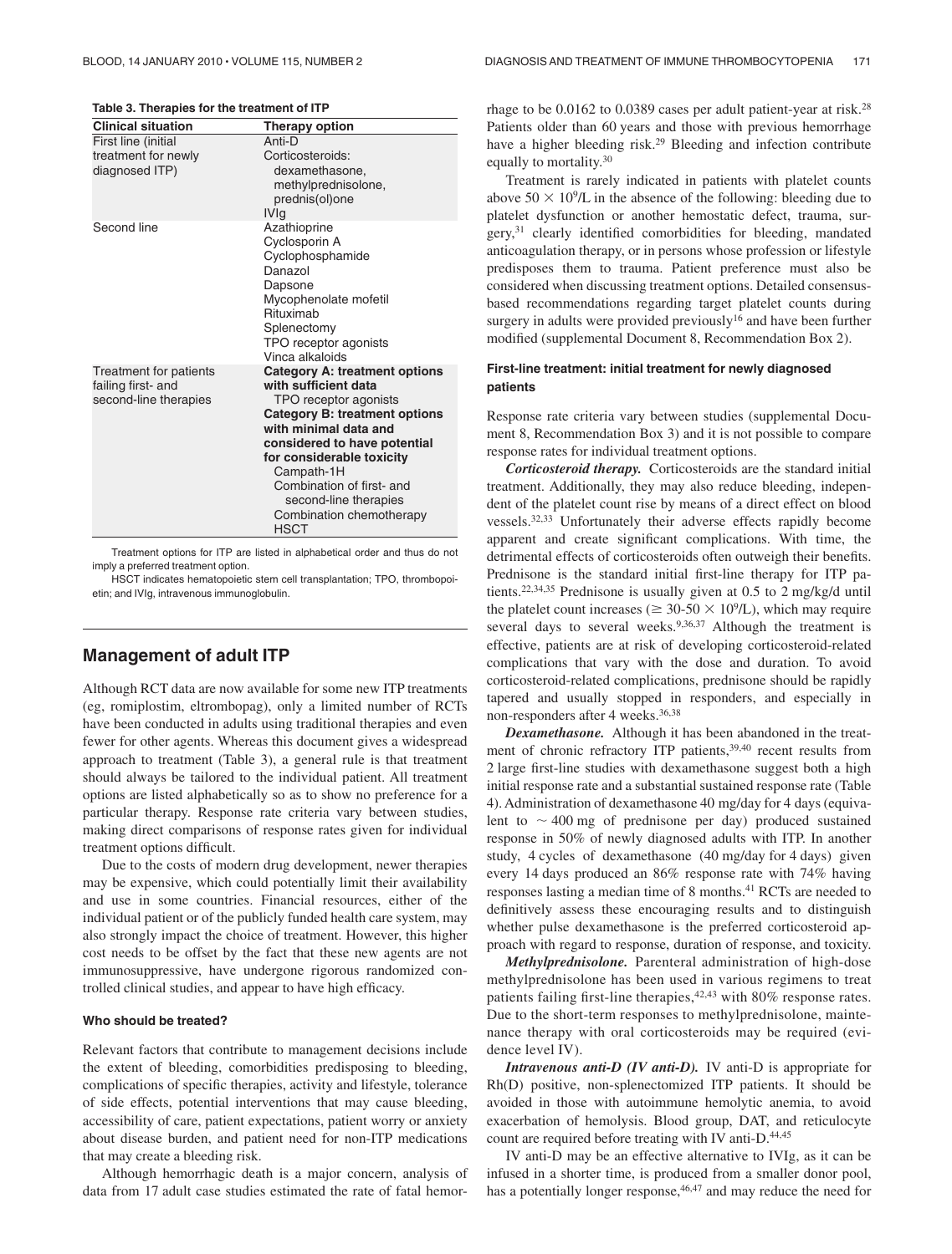**Table 3. Therapies for the treatment of ITP**

| Clinical situation | Therapy option |
| --- | --- |
| First line (initial treatment for newly diagnosed ITP) | Anti-D<br>Corticosteroids:<br>dexamethasone,<br>methylprednisolone,<br>prednis(ol)one<br>IVIg |
| Second line | Azathioprine<br>Cyclosporin A<br>Cyclophosphamide<br>Danazol<br>Dapsone<br>Mycophenolate mofetil<br>Rituximab<br>Splenectomy<br>TPO receptor agonists<br>Vinca alkaloids |
| Treatment for patients failing first- and second-line therapies | **Category A: treatment options with sufficient data**<br>TPO receptor agonists<br>**Category B: treatment options with minimal data and considered to have potential for considerable toxicity**<br>Campath-1H<br>Combination of first- and second-line therapies<br>Combination chemotherapy<br>HSCT |

Treatment options for ITP are listed in alphabetical order and thus do not imply a preferred treatment option.

HSCT indicates hematopoietic stem cell transplantation; TPO, thrombopoietin; and IVIg, intravenous immunoglobulin.

## Management of adult ITP

Although RCT data are now available for some new ITP treatments (eg, romiplostim, eltrombopag), only a limited number of RCTs have been conducted in adults using traditional therapies and even fewer for other agents. Whereas this document gives a widespread approach to treatment (Table 3), a general rule is that treatment should always be tailored to the individual patient. All treatment options are listed alphabetically so as to show no preference for a particular therapy. Response rate criteria vary between studies, making direct comparisons of response rates given for individual treatment options difficult.

Due to the costs of modern drug development, newer therapies may be expensive, which could potentially limit their availability and use in some countries. Financial resources, either of the individual patient or of the publicly funded health care system, may also strongly impact the choice of treatment. However, this higher cost needs to be offset by the fact that these new agents are not immunosuppressive, have undergone rigorous randomized controlled clinical studies, and appear to have high efficacy.

### Who should be treated?

Relevant factors that contribute to management decisions include the extent of bleeding, comorbidities predisposing to bleeding, complications of specific therapies, activity and lifestyle, tolerance of side effects, potential interventions that may cause bleeding, accessibility of care, patient expectations, patient worry or anxiety about disease burden, and patient need for non-ITP medications that may create a bleeding risk.

Although hemorrhagic death is a major concern, analysis of data from 17 adult case studies estimated the rate of fatal hemorrhage to be 0.0162 to 0.0389 cases per adult patient-year at risk.[28] Patients older than 60 years and those with previous hemorrhage have a higher bleeding risk.[29] Bleeding and infection contribute equally to mortality.[30]

Treatment is rarely indicated in patients with platelet counts above $50 \times 10^9$/L in the absence of the following: bleeding due to platelet dysfunction or another hemostatic defect, trauma, surgery,[31] clearly identified comorbidities for bleeding, mandated anticoagulation therapy, or in persons whose profession or lifestyle predisposes them to trauma. Patient preference must also be considered when discussing treatment options. Detailed consensus-based recommendations regarding target platelet counts during surgery in adults were provided previously[16] and have been further modified (supplemental Document 8, Recommendation Box 2).

### First-line treatment: initial treatment for newly diagnosed patients

Response rate criteria vary between studies (supplemental Document 8, Recommendation Box 3) and it is not possible to compare response rates for individual treatment options.

***Corticosteroid therapy.*** Corticosteroids are the standard initial treatment. Additionally, they may also reduce bleeding, independent of the platelet count rise by means of a direct effect on blood vessels.[32,33] Unfortunately their adverse effects rapidly become apparent and create significant complications. With time, the detrimental effects of corticosteroids often outweigh their benefits. Prednisone is the standard initial first-line therapy for ITP patients.[22,34,35] Prednisone is usually given at 0.5 to 2 mg/kg/d until the platelet count increases ($\geq 30\text{-}50 \times 10^9$/L), which may require several days to several weeks.[9,36,37] Although the treatment is effective, patients are at risk of developing corticosteroid-related complications that vary with the dose and duration. To avoid corticosteroid-related complications, prednisone should be rapidly tapered and usually stopped in responders, and especially in non-responders after 4 weeks.[36,38]

***Dexamethasone.*** Although it has been abandoned in the treatment of chronic refractory ITP patients,[39,40] recent results from 2 large first-line studies with dexamethasone suggest both a high initial response rate and a substantial sustained response rate (Table 4). Administration of dexamethasone 40 mg/day for 4 days (equivalent to ~ 400 mg of prednisone per day) produced sustained response in 50% of newly diagnosed adults with ITP. In another study, 4 cycles of dexamethasone (40 mg/day for 4 days) given every 14 days produced an 86% response rate with 74% having responses lasting a median time of 8 months.[41] RCTs are needed to definitively assess these encouraging results and to distinguish whether pulse dexamethasone is the preferred corticosteroid approach with regard to response, duration of response, and toxicity.

***Methylprednisolone.*** Parenteral administration of high-dose methylprednisolone has been used in various regimens to treat patients failing first-line therapies,[42,43] with 80% response rates. Due to the short-term responses to methylprednisolone, maintenance therapy with oral corticosteroids may be required (evidence level IV).

***Intravenous anti-D (IV anti-D).*** IV anti-D is appropriate for Rh(D) positive, non-splenectomized ITP patients. It should be avoided in those with autoimmune hemolytic anemia, to avoid exacerbation of hemolysis. Blood group, DAT, and reticulocyte count are required before treating with IV anti-D.[44,45]

IV anti-D may be an effective alternative to IVIg, as it can be infused in a shorter time, is produced from a smaller donor pool, has a potentially longer response,[46,47] and may reduce the need for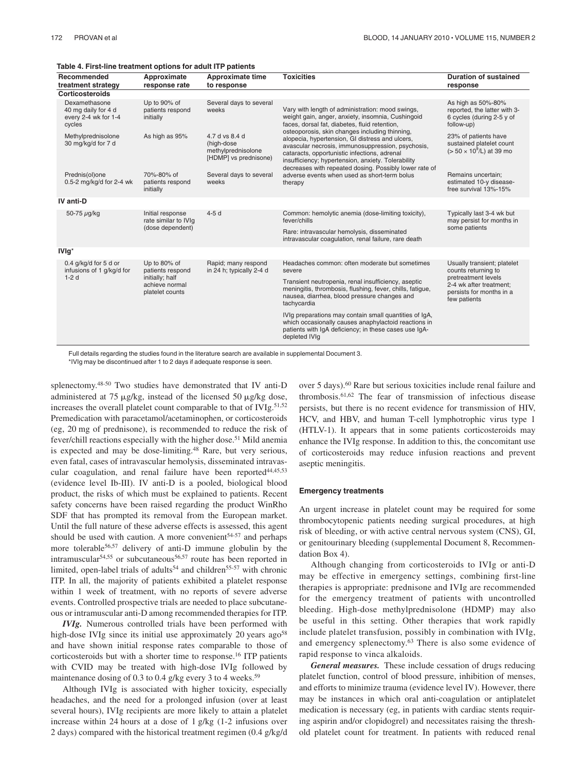**Table 4. First-line treatment options for adult ITP patients**

| Recommended treatment strategy | Approximate response rate | Approximate time to response | Toxicities | Duration of sustained response |
|---|---|---|---|---|
| **Corticosteroids** | | | | |
| Dexamethasone 40 mg daily for 4 d every 2-4 wk for 1-4 cycles | Up to 90% of patients respond initially | Several days to several weeks | Vary with length of administration: mood swings, weight gain, anger, anxiety, insomnia, Cushingoid faces, dorsal fat, diabetes, fluid retention, osteoporosis, skin changes including thinning, alopecia, hypertension, GI distress and ulcers, avascular necrosis, immunosuppression, psychosis, cataracts, opportunistic infections, adrenal insufficiency; hypertension, anxiety. Tolerability decreases with repeated dosing. Possibly lower rate of adverse events when used as short-term bolus therapy | As high as 50%-80% reported, the latter with 3-6 cycles (during 2-5 y of follow-up) |
| Methylprednisolone 30 mg/kg/d for 7 d | As high as 95% | 4.7 d vs 8.4 d (high-dose methylprednisolone [HDMP] vs prednisone) | | 23% of patients have sustained platelet count ($> 50 \times 10^9$/L) at 39 mo |
| Prednis(ol)one 0.5-2 mg/kg/d for 2-4 wk | 70%-80% of patients respond initially | Several days to several weeks | | Remains uncertain; estimated 10-y disease-free survival 13%-15% |
| **IV anti-D** | | | | |
| 50-75 μg/kg | Initial response rate similar to IVIg (dose dependent) | 4-5 d | Common: hemolytic anemia (dose-limiting toxicity), fever/chills<br>Rare: intravascular hemolysis, disseminated intravascular coagulation, renal failure, rare death | Typically last 3-4 wk but may persist for months in some patients |
| **IVIg*** | | | | |
| 0.4 g/kg/d for 5 d or infusions of 1 g/kg/d for 1-2 d | Up to 80% of patients respond initially; half achieve normal platelet counts | Rapid; many respond in 24 h; typically 2-4 d | Headaches common: often moderate but sometimes severe<br>Transient neutropenia, renal insufficiency, aseptic meningitis, thrombosis, flushing, fever, chills, fatigue, nausea, diarrhea, blood pressure changes and tachycardia<br>IVIg preparations may contain small quantities of IgA, which occasionally causes anaphylactoid reactions in patients with IgA deficiency; in these cases use IgA-depleted IVIg | Usually transient; platelet counts returning to pretreatment levels 2-4 wk after treatment; persists for months in a few patients |

Full details regarding the studies found in the literature search are available in supplemental Document 3.

*IVIg may be discontinued after 1 to 2 days if adequate response is seen.

splenectomy.[48-50] Two studies have demonstrated that IV anti-D administered at 75 μg/kg, instead of the licensed 50 μg/kg dose, increases the overall platelet count comparable to that of IVIg.[51,52] Premedication with paracetamol/acetaminophen, or corticosteroids (eg, 20 mg of prednisone), is recommended to reduce the risk of fever/chill reactions especially with the higher dose.[51] Mild anemia is expected and may be dose-limiting.[48] Rare, but very serious, even fatal, cases of intravascular hemolysis, disseminated intravascular coagulation, and renal failure have been reported[44,45,53] (evidence level Ib-III). IV anti-D is a pooled, biological blood product, the risks of which must be explained to patients. Recent safety concerns have been raised regarding the product WinRho SDF that has prompted its removal from the European market. Until the full nature of these adverse effects is assessed, this agent should be used with caution. A more convenient[54-57] and perhaps more tolerable[56,57] delivery of anti-D immune globulin by the intramuscular[54,55] or subcutaneous[56,57] route has been reported in limited, open-label trials of adults[54] and children[55-57] with chronic ITP. In all, the majority of patients exhibited a platelet response within 1 week of treatment, with no reports of severe adverse events. Controlled prospective trials are needed to place subcutaneous or intramuscular anti-D among recommended therapies for ITP.

***IVIg.*** Numerous controlled trials have been performed with high-dose IVIg since its initial use approximately 20 years ago[58] and have shown initial response rates comparable to those of corticosteroids but with a shorter time to response.[16] ITP patients with CVID may be treated with high-dose IVIg followed by maintenance dosing of 0.3 to 0.4 g/kg every 3 to 4 weeks.[59]

Although IVIg is associated with higher toxicity, especially headaches, and the need for a prolonged infusion (over at least several hours), IVIg recipients are more likely to attain a platelet increase within 24 hours at a dose of 1 g/kg (1-2 infusions over 2 days) compared with the historical treatment regimen (0.4 g/kg/d over 5 days).[60] Rare but serious toxicities include renal failure and thrombosis.[61,62] The fear of transmission of infectious disease persists, but there is no recent evidence for transmission of HIV, HCV, and HBV, and human T-cell lymphotrophic virus type 1 (HTLV-1). It appears that in some patients corticosteroids may enhance the IVIg response. In addition to this, the concomitant use of corticosteroids may reduce infusion reactions and prevent aseptic meningitis.

#### Emergency treatments

An urgent increase in platelet count may be required for some thrombocytopenic patients needing surgical procedures, at high risk of bleeding, or with active central nervous system (CNS), GI, or genitourinary bleeding (supplemental Document 8, Recommendation Box 4).

Although changing from corticosteroids to IVIg or anti-D may be effective in emergency settings, combining first-line therapies is appropriate: prednisone and IVIg are recommended for the emergency treatment of patients with uncontrolled bleeding. High-dose methylprednisolone (HDMP) may also be useful in this setting. Other therapies that work rapidly include platelet transfusion, possibly in combination with IVIg, and emergency splenectomy.[63] There is also some evidence of rapid response to vinca alkaloids.

***General measures.*** These include cessation of drugs reducing platelet function, control of blood pressure, inhibition of menses, and efforts to minimize trauma (evidence level IV). However, there may be instances in which oral anti-coagulation or antiplatelet medication is necessary (eg, in patients with cardiac stents requiring aspirin and/or clopidogrel) and necessitates raising the threshold platelet count for treatment. In patients with reduced renal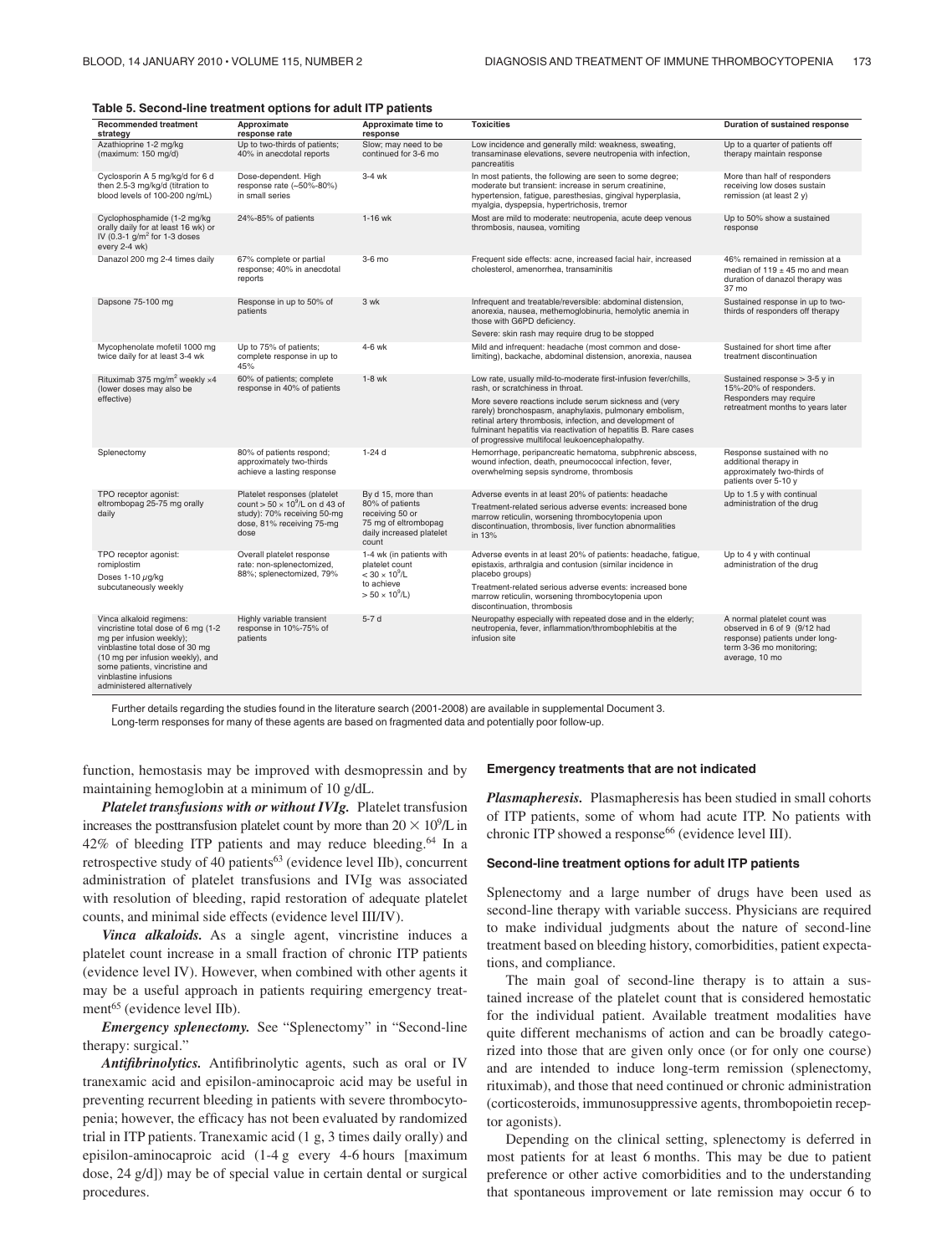**Table 5. Second-line treatment options for adult ITP patients**

| Recommended treatment strategy | Approximate response rate | Approximate time to response | Toxicities | Duration of sustained response |
|---|---|---|---|---|
| Azathioprine 1-2 mg/kg (maximum: 150 mg/d) | Up to two-thirds of patients; 40% in anecdotal reports | Slow; may need to be continued for 3-6 mo | Low incidence and generally mild: weakness, sweating, transaminase elevations, severe neutropenia with infection, pancreatitis | Up to a quarter of patients off therapy maintain response |
| Cyclosporin A 5 mg/kg/d for 6 d then 2.5-3 mg/kg/d (titration to blood levels of 100-200 ng/mL) | Dose-dependent. High response rate (~50%-80%) in small series | 3-4 wk | In most patients, the following are seen to some degree; moderate but transient: increase in serum creatinine, hypertension, fatigue, paresthesias, gingival hyperplasia, myalgia, dyspepsia, hypertrichosis, tremor | More than half of responders receiving low doses sustain remission (at least 2 y) |
| Cyclophosphamide (1-2 mg/kg orally daily for at least 16 wk) or IV (0.3-1 g/m² for 1-3 doses every 2-4 wk) | 24%-85% of patients | 1-16 wk | Most are mild to moderate: neutropenia, acute deep venous thrombosis, nausea, vomiting | Up to 50% show a sustained response |
| Danazol 200 mg 2-4 times daily | 67% complete or partial response; 40% in anecdotal reports | 3-6 mo | Frequent side effects: acne, increased facial hair, increased cholesterol, amenorrhea, transaminitis | 46% remained in remission at a median of 119 ± 45 mo and mean duration of danazol therapy was 37 mo |
| Dapsone 75-100 mg | Response in up to 50% of patients | 3 wk | Infrequent and treatable/reversible: abdominal distension, anorexia, nausea, methemoglobinuria, hemolytic anemia in those with G6PD deficiency. Severe: skin rash may require drug to be stopped | Sustained response in up to two-thirds of responders off therapy |
| Mycophenolate mofetil 1000 mg twice daily for at least 3-4 wk | Up to 75% of patients; complete response in up to 45% | 4-6 wk | Mild and infrequent: headache (most common and dose-limiting), backache, abdominal distension, anorexia, nausea | Sustained for short time after treatment discontinuation |
| Rituximab 375 mg/m² weekly ×4 (lower doses may also be effective) | 60% of patients; complete response in 40% of patients | 1-8 wk | Low rate, usually mild-to-moderate first-infusion fever/chills, rash, or scratchiness in throat. More severe reactions include serum sickness and (very rarely) bronchospasm, anaphylaxis, pulmonary embolism, retinal artery thrombosis, infection, and development of fulminant hepatitis via reactivation of hepatitis B. Rare cases of progressive multifocal leukoencephalopathy. | Sustained response > 3-5 y in 15%-20% of responders. Responders may require retreatment months to years later |
| Splenectomy | 80% of patients respond; approximately two-thirds achieve a lasting response | 1-24 d | Hemorrhage, peripancreatic hematoma, subphrenic abscess, wound infection, death, pneumococcal infection, fever, overwhelming sepsis syndrome, thrombosis | Response sustained with no additional therapy in approximately two-thirds of patients over 5-10 y |
| TPO receptor agonist: eltrombopag 25-75 mg orally daily | Platelet responses (platelet count > 50 × 10⁹/L on d 43 of study): 70% receiving 50-mg dose, 81% receiving 75-mg dose | By d 15, more than 80% of patients receiving 50 or 75 mg of eltrombopag daily increased platelet count | Adverse events in at least 20% of patients: headache. Treatment-related serious adverse events: increased bone marrow reticulin, worsening thrombocytopenia upon discontinuation, thrombosis, liver function abnormalities in 13% | Up to 1.5 y with continual administration of the drug |
| TPO receptor agonist: romiplostim Doses 1-10 μg/kg subcutaneously weekly | Overall platelet response rate: non-splenectomized, 88%; splenectomized, 79% | 1-4 wk (in patients with platelet count < 30 × 10⁹/L to achieve > 50 × 10⁹/L) | Adverse events in at least 20% of patients: headache, fatigue, epistaxis, arthralgia and contusion (similar incidence in placebo groups). Treatment-related serious adverse events: increased bone marrow reticulin, worsening thrombocytopenia upon discontinuation, thrombosis | Up to 4 y with continual administration of the drug |
| Vinca alkaloid regimens: vincristine total dose of 6 mg (1-2 mg per infusion weekly); vinblastine total dose of 30 mg (10 mg per infusion weekly), and some patients, vincristine and vinblastine infusions administered alternatively | Highly variable transient response in 10%-75% of patients | 5-7 d | Neuropathy especially with repeated dose and in the elderly; neutropenia, fever, inflammation/thrombophlebitis at the infusion site | A normal platelet count was observed in 6 of 9 (9/12 had response) patients under long-term 3-36 mo monitoring; average, 10 mo |

Further details regarding the studies found in the literature search (2001-2008) are available in supplemental Document 3.
Long-term responses for many of these agents are based on fragmented data and potentially poor follow-up.

function, hemostasis may be improved with desmopressin and by maintaining hemoglobin at a minimum of 10 g/dL.

***Platelet transfusions with or without IVIg.*** Platelet transfusion increases the posttransfusion platelet count by more than $20 \times 10^9$/L in 42% of bleeding ITP patients and may reduce bleeding.[64] In a retrospective study of 40 patients[63] (evidence level IIb), concurrent administration of platelet transfusions and IVIg was associated with resolution of bleeding, rapid restoration of adequate platelet counts, and minimal side effects (evidence level III/IV).

***Vinca alkaloids.*** As a single agent, vincristine induces a platelet count increase in a small fraction of chronic ITP patients (evidence level IV). However, when combined with other agents it may be a useful approach in patients requiring emergency treatment[65] (evidence level IIb).

***Emergency splenectomy.*** See "Splenectomy" in "Second-line therapy: surgical."

***Antifibrinolytics.*** Antifibrinolytic agents, such as oral or IV tranexamic acid and episilon-aminocaproic acid may be useful in preventing recurrent bleeding in patients with severe thrombocytopenia; however, the efficacy has not been evaluated by randomized trial in ITP patients. Tranexamic acid (1 g, 3 times daily orally) and episilon-aminocaproic acid (1-4 g every 4-6 hours [maximum dose, 24 g/d]) may be of special value in certain dental or surgical procedures.

#### Emergency treatments that are not indicated

***Plasmapheresis.*** Plasmapheresis has been studied in small cohorts of ITP patients, some of whom had acute ITP. No patients with chronic ITP showed a response[66] (evidence level III).

### Second-line treatment options for adult ITP patients

Splenectomy and a large number of drugs have been used as second-line therapy with variable success. Physicians are required to make individual judgments about the nature of second-line treatment based on bleeding history, comorbidities, patient expectations, and compliance.

The main goal of second-line therapy is to attain a sustained increase of the platelet count that is considered hemostatic for the individual patient. Available treatment modalities have quite different mechanisms of action and can be broadly categorized into those that are given only once (or for only one course) and are intended to induce long-term remission (splenectomy, rituximab), and those that need continued or chronic administration (corticosteroids, immunosuppressive agents, thrombopoietin receptor agonists).

Depending on the clinical setting, splenectomy is deferred in most patients for at least 6 months. This may be due to patient preference or other active comorbidities and to the understanding that spontaneous improvement or late remission may occur 6 to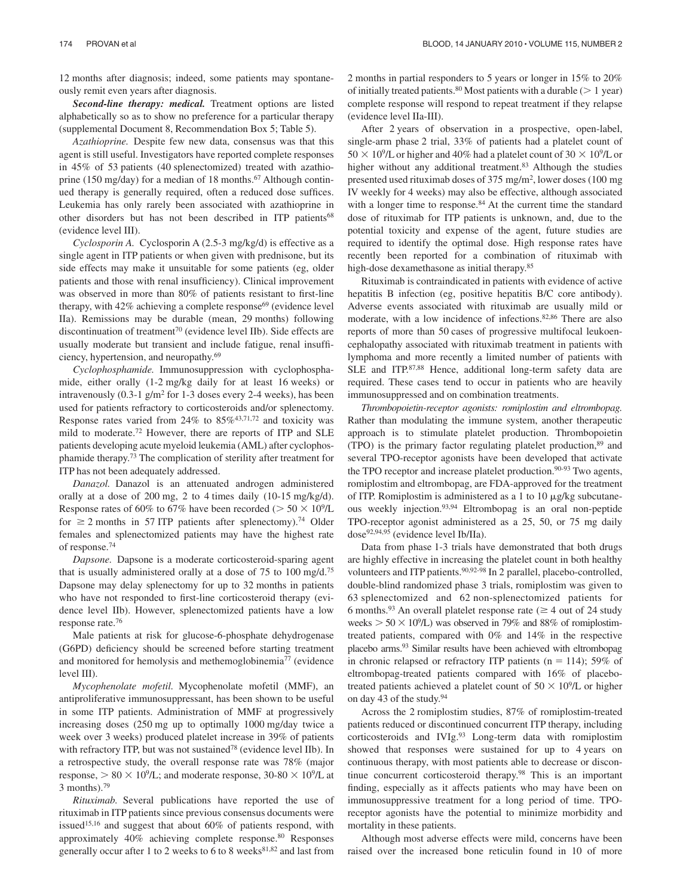12 months after diagnosis; indeed, some patients may spontaneously remit even years after diagnosis.

***Second-line therapy: medical.*** Treatment options are listed alphabetically so as to show no preference for a particular therapy (supplemental Document 8, Recommendation Box 5; Table 5).

*Azathioprine.* Despite few new data, consensus was that this agent is still useful. Investigators have reported complete responses in 45% of 53 patients (40 splenectomized) treated with azathioprine (150 mg/day) for a median of 18 months.[67] Although continued therapy is generally required, often a reduced dose suffices. Leukemia has only rarely been associated with azathioprine in other disorders but has not been described in ITP patients[68] (evidence level III).

*Cyclosporin A.* Cyclosporin A (2.5-3 mg/kg/d) is effective as a single agent in ITP patients or when given with prednisone, but its side effects may make it unsuitable for some patients (eg, older patients and those with renal insufficiency). Clinical improvement was observed in more than 80% of patients resistant to first-line therapy, with 42% achieving a complete response[69] (evidence level IIa). Remissions may be durable (mean, 29 months) following discontinuation of treatment[70] (evidence level IIb). Side effects are usually moderate but transient and include fatigue, renal insufficiency, hypertension, and neuropathy.[69]

*Cyclophosphamide.* Immunosuppression with cyclophosphamide, either orally (1-2 mg/kg daily for at least 16 weeks) or intravenously (0.3-1 $g/m^2$ for 1-3 doses every 2-4 weeks), has been used for patients refractory to corticosteroids and/or splenectomy. Response rates varied from 24% to 85%[43,71,72] and toxicity was mild to moderate.[72] However, there are reports of ITP and SLE patients developing acute myeloid leukemia (AML) after cyclophosphamide therapy.[73] The complication of sterility after treatment for ITP has not been adequately addressed.

*Danazol.* Danazol is an attenuated androgen administered orally at a dose of 200 mg, 2 to 4 times daily (10-15 mg/kg/d). Response rates of 60% to 67% have been recorded ($> 50 \times 10^9$/L for $\geq 2$ months in 57 ITP patients after splenectomy).[74] Older females and splenectomized patients may have the highest rate of response.[74]

*Dapsone.* Dapsone is a moderate corticosteroid-sparing agent that is usually administered orally at a dose of 75 to 100 mg/d.[75] Dapsone may delay splenectomy for up to 32 months in patients who have not responded to first-line corticosteroid therapy (evidence level IIb). However, splenectomized patients have a low response rate.[76]

Male patients at risk for glucose-6-phosphate dehydrogenase (G6PD) deficiency should be screened before starting treatment and monitored for hemolysis and methemoglobinemia[77] (evidence level III).

*Mycophenolate mofetil.* Mycophenolate mofetil (MMF), an antiproliferative immunosuppressant, has been shown to be useful in some ITP patients. Administration of MMF at progressively increasing doses (250 mg up to optimally 1000 mg/day twice a week over 3 weeks) produced platelet increase in 39% of patients with refractory ITP, but was not sustained[78] (evidence level IIb). In a retrospective study, the overall response rate was 78% (major response, $> 80 \times 10^9$/L; and moderate response, $30\text{-}80 \times 10^9$/L at 3 months).[79]

*Rituximab.* Several publications have reported the use of rituximab in ITP patients since previous consensus documents were issued[15,16] and suggest that about 60% of patients respond, with approximately 40% achieving complete response.[80] Responses generally occur after 1 to 2 weeks to 6 to 8 weeks[81,82] and last from 2 months in partial responders to 5 years or longer in 15% to 20% of initially treated patients.[80] Most patients with a durable (> 1 year) complete response will respond to repeat treatment if they relapse (evidence level IIa-III).

After 2 years of observation in a prospective, open-label, single-arm phase 2 trial, 33% of patients had a platelet count of $50 \times 10^9$/L or higher and 40% had a platelet count of $30 \times 10^9$/L or higher without any additional treatment.[83] Although the studies presented used rituximab doses of 375 $mg/m^2$, lower doses (100 mg IV weekly for 4 weeks) may also be effective, although associated with a longer time to response.[84] At the current time the standard dose of rituximab for ITP patients is unknown, and, due to the potential toxicity and expense of the agent, future studies are required to identify the optimal dose. High response rates have recently been reported for a combination of rituximab with high-dose dexamethasone as initial therapy.[85]

Rituximab is contraindicated in patients with evidence of active hepatitis B infection (eg, positive hepatitis B/C core antibody). Adverse events associated with rituximab are usually mild or moderate, with a low incidence of infections.[82,86] There are also reports of more than 50 cases of progressive multifocal leukoencephalopathy associated with rituximab treatment in patients with lymphoma and more recently a limited number of patients with SLE and ITP.[87,88] Hence, additional long-term safety data are required. These cases tend to occur in patients who are heavily immunosuppressed and on combination treatments.

*Thrombopoietin-receptor agonists: romiplostim and eltrombopag.* Rather than modulating the immune system, another therapeutic approach is to stimulate platelet production. Thrombopoietin (TPO) is the primary factor regulating platelet production,[89] and several TPO-receptor agonists have been developed that activate the TPO receptor and increase platelet production.[90-93] Two agents, romiplostim and eltrombopag, are FDA-approved for the treatment of ITP. Romiplostim is administered as a 1 to 10 μg/kg subcutaneous weekly injection.[93,94] Eltrombopag is an oral non-peptide TPO-receptor agonist administered as a 25, 50, or 75 mg daily dose[92,94,95] (evidence level Ib/IIa).

Data from phase 1-3 trials have demonstrated that both drugs are highly effective in increasing the platelet count in both healthy volunteers and ITP patients.[90,92-98] In 2 parallel, placebo-controlled, double-blind randomized phase 3 trials, romiplostim was given to 63 splenectomized and 62 non-splenectomized patients for 6 months.[93] An overall platelet response rate ($\geq 4$ out of 24 study weeks $> 50 \times 10^9$/L) was observed in 79% and 88% of romiplostim-treated patients, compared with 0% and 14% in the respective placebo arms.[93] Similar results have been achieved with eltrombopag in chronic relapsed or refractory ITP patients (n = 114); 59% of eltrombopag-treated patients compared with 16% of placebo-treated patients achieved a platelet count of $50 \times 10^9$/L or higher on day 43 of the study.[94]

Across the 2 romiplostim studies, 87% of romiplostim-treated patients reduced or discontinued concurrent ITP therapy, including corticosteroids and IVIg.[93] Long-term data with romiplostim showed that responses were sustained for up to 4 years on continuous therapy, with most patients able to decrease or discontinue concurrent corticosteroid therapy.[98] This is an important finding, especially as it affects patients who may have been on immunosuppressive treatment for a long period of time. TPO-receptor agonists have the potential to minimize morbidity and mortality in these patients.

Although most adverse effects were mild, concerns have been raised over the increased bone reticulin found in 10 of more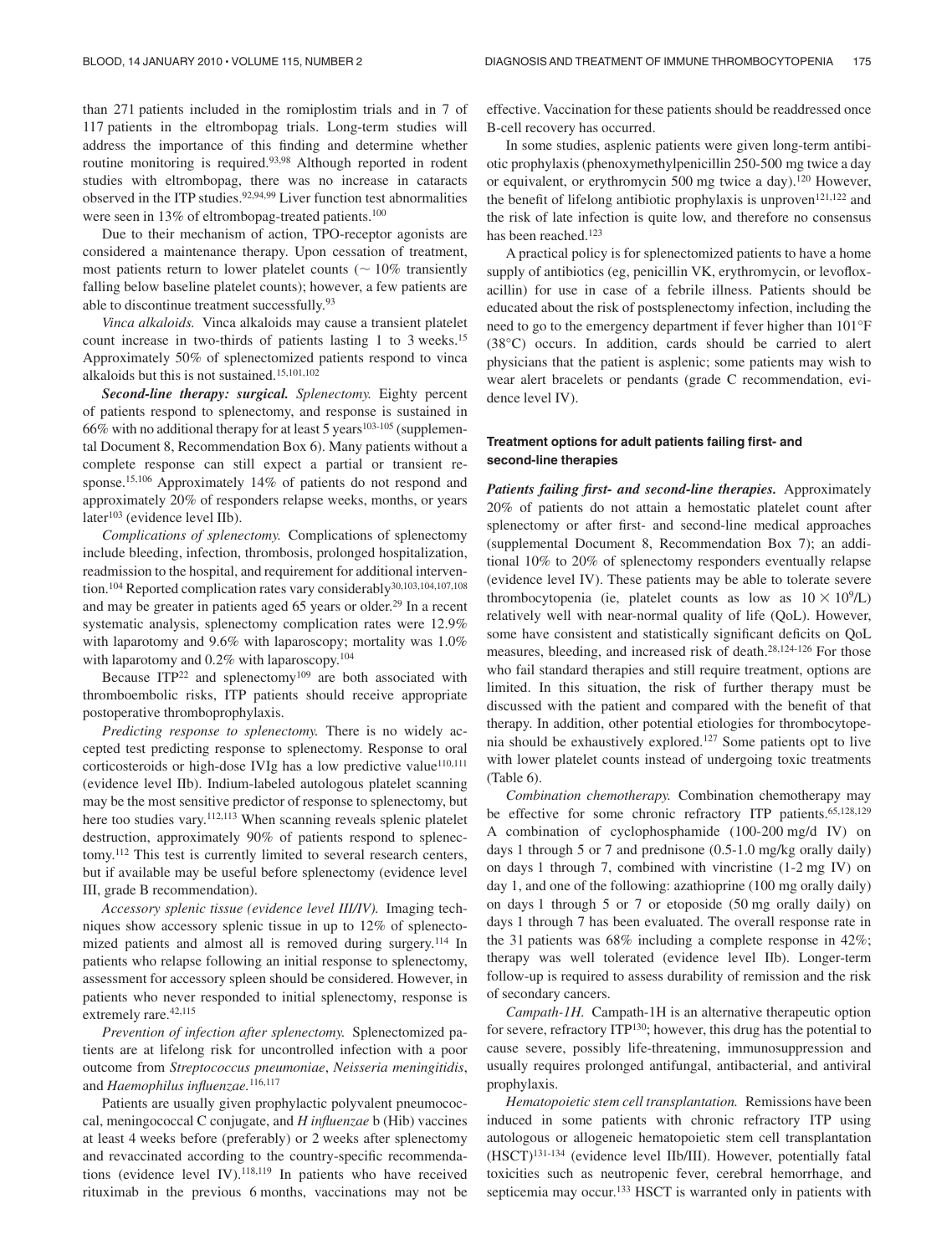than 271 patients included in the romiplostim trials and in 7 of 117 patients in the eltrombopag trials. Long-term studies will address the importance of this finding and determine whether routine monitoring is required.[93,98] Although reported in rodent studies with eltrombopag, there was no increase in cataracts observed in the ITP studies.[92,94,99] Liver function test abnormalities were seen in 13% of eltrombopag-treated patients.[100]

Due to their mechanism of action, TPO-receptor agonists are considered a maintenance therapy. Upon cessation of treatment, most patients return to lower platelet counts (~ 10% transiently falling below baseline platelet counts); however, a few patients are able to discontinue treatment successfully.[93]

*Vinca alkaloids.* Vinca alkaloids may cause a transient platelet count increase in two-thirds of patients lasting 1 to 3 weeks.[15] Approximately 50% of splenectomized patients respond to vinca alkaloids but this is not sustained.[15,101,102]

***Second-line therapy: surgical.*** *Splenectomy.* Eighty percent of patients respond to splenectomy, and response is sustained in 66% with no additional therapy for at least 5 years[103-105] (supplemental Document 8, Recommendation Box 6). Many patients without a complete response can still expect a partial or transient response.[15,106] Approximately 14% of patients do not respond and approximately 20% of responders relapse weeks, months, or years later[103] (evidence level IIb).

*Complications of splenectomy.* Complications of splenectomy include bleeding, infection, thrombosis, prolonged hospitalization, readmission to the hospital, and requirement for additional intervention.[104] Reported complication rates vary considerably[30,103,104,107,108] and may be greater in patients aged 65 years or older.[29] In a recent systematic analysis, splenectomy complication rates were 12.9% with laparotomy and 9.6% with laparoscopy; mortality was 1.0% with laparotomy and 0.2% with laparoscopy.[104]

Because ITP[22] and splenectomy[109] are both associated with thromboembolic risks, ITP patients should receive appropriate postoperative thromboprophylaxis.

*Predicting response to splenectomy.* There is no widely accepted test predicting response to splenectomy. Response to oral corticosteroids or high-dose IVIg has a low predictive value[110,111] (evidence level IIb). Indium-labeled autologous platelet scanning may be the most sensitive predictor of response to splenectomy, but here too studies vary.[112,113] When scanning reveals splenic platelet destruction, approximately 90% of patients respond to splenectomy.[112] This test is currently limited to several research centers, but if available may be useful before splenectomy (evidence level III, grade B recommendation).

*Accessory splenic tissue (evidence level III/IV).* Imaging techniques show accessory splenic tissue in up to 12% of splenectomized patients and almost all is removed during surgery.[114] In patients who relapse following an initial response to splenectomy, assessment for accessory spleen should be considered. However, in patients who never responded to initial splenectomy, response is extremely rare.[42,115]

*Prevention of infection after splenectomy.* Splenectomized patients are at lifelong risk for uncontrolled infection with a poor outcome from *Streptococcus pneumoniae*, *Neisseria meningitidis*, and *Haemophilus influenzae*.[116,117]

Patients are usually given prophylactic polyvalent pneumococcal, meningococcal C conjugate, and *H influenzae* b (Hib) vaccines at least 4 weeks before (preferably) or 2 weeks after splenectomy and revaccinated according to the country-specific recommendations (evidence level IV).[118,119] In patients who have received rituximab in the previous 6 months, vaccinations may not be effective. Vaccination for these patients should be readdressed once B-cell recovery has occurred.

In some studies, asplenic patients were given long-term antibiotic prophylaxis (phenoxymethylpenicillin 250-500 mg twice a day or equivalent, or erythromycin 500 mg twice a day).[120] However, the benefit of lifelong antibiotic prophylaxis is unproven[121,122] and the risk of late infection is quite low, and therefore no consensus has been reached.[123]

A practical policy is for splenectomized patients to have a home supply of antibiotics (eg, penicillin VK, erythromycin, or levofloxacillin) for use in case of a febrile illness. Patients should be educated about the risk of postsplenectomy infection, including the need to go to the emergency department if fever higher than 101°F (38°C) occurs. In addition, cards should be carried to alert physicians that the patient is asplenic; some patients may wish to wear alert bracelets or pendants (grade C recommendation, evidence level IV).

#### Treatment options for adult patients failing first- and second-line therapies

***Patients failing first- and second-line therapies.*** Approximately 20% of patients do not attain a hemostatic platelet count after splenectomy or after first- and second-line medical approaches (supplemental Document 8, Recommendation Box 7); an additional 10% to 20% of splenectomy responders eventually relapse (evidence level IV). These patients may be able to tolerate severe thrombocytopenia (ie, platelet counts as low as $10 \times 10^9$/L) relatively well with near-normal quality of life (QoL). However, some have consistent and statistically significant deficits on QoL measures, bleeding, and increased risk of death.[28,124-126] For those who fail standard therapies and still require treatment, options are limited. In this situation, the risk of further therapy must be discussed with the patient and compared with the benefit of that therapy. In addition, other potential etiologies for thrombocytopenia should be exhaustively explored.[127] Some patients opt to live with lower platelet counts instead of undergoing toxic treatments (Table 6).

*Combination chemotherapy.* Combination chemotherapy may be effective for some chronic refractory ITP patients.[65,128,129] A combination of cyclophosphamide (100-200 mg/d IV) on days 1 through 5 or 7 and prednisone (0.5-1.0 mg/kg orally daily) on days 1 through 7, combined with vincristine (1-2 mg IV) on day 1, and one of the following: azathioprine (100 mg orally daily) on days 1 through 5 or 7 or etoposide (50 mg orally daily) on days 1 through 7 has been evaluated. The overall response rate in the 31 patients was 68% including a complete response in 42%; therapy was well tolerated (evidence level IIb). Longer-term follow-up is required to assess durability of remission and the risk of secondary cancers.

*Campath-1H.* Campath-1H is an alternative therapeutic option for severe, refractory ITP[130]; however, this drug has the potential to cause severe, possibly life-threatening, immunosuppression and usually requires prolonged antifungal, antibacterial, and antiviral prophylaxis.

*Hematopoietic stem cell transplantation.* Remissions have been induced in some patients with chronic refractory ITP using autologous or allogeneic hematopoietic stem cell transplantation (HSCT)[131-134] (evidence level IIb/III). However, potentially fatal toxicities such as neutropenic fever, cerebral hemorrhage, and septicemia may occur.[133] HSCT is warranted only in patients with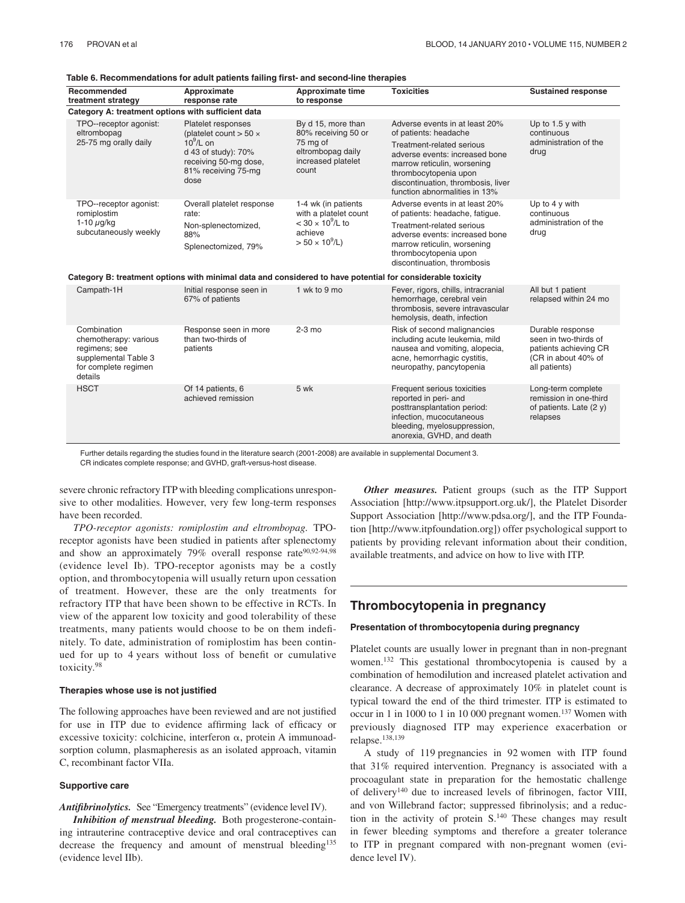**Table 6. Recommendations for adult patients failing first- and second-line therapies**

| Recommended treatment strategy | Approximate response rate | Approximate time to response | Toxicities | Sustained response |
|---|---|---|---|---|
| **Category A: treatment options with sufficient data** | | | | |
| TPO--receptor agonist: eltrombopag 25-75 mg orally daily | Platelet responses (platelet count > 50 × $10^9$/L on d 43 of study): 70% receiving 50-mg dose, 81% receiving 75-mg dose | By d 15, more than 80% receiving 50 or 75 mg of eltrombopag daily increased platelet count | Adverse events in at least 20% of patients: headache<br>Treatment-related serious adverse events: increased bone marrow reticulin, worsening thrombocytopenia upon discontinuation, thrombosis, liver function abnormalities in 13% | Up to 1.5 y with continuous administration of the drug |
| TPO--receptor agonist: romiplostim 1-10 μg/kg subcutaneously weekly | Overall platelet response rate:<br>Non-splenectomized, 88%<br>Splenectomized, 79% | 1-4 wk (in patients with a platelet count < 30 × $10^9$/L to achieve > 50 × $10^9$/L) | Adverse events in at least 20% of patients: headache, fatigue.<br>Treatment-related serious adverse events: increased bone marrow reticulin, worsening thrombocytopenia upon discontinuation, thrombosis | Up to 4 y with continuous administration of the drug |
| **Category B: treatment options with minimal data and considered to have potential for considerable toxicity** | | | | |
| Campath-1H | Initial response seen in 67% of patients | 1 wk to 9 mo | Fever, rigors, chills, intracranial hemorrhage, cerebral vein thrombosis, severe intravascular hemolysis, death, infection | All but 1 patient relapsed within 24 mo |
| Combination chemotherapy: various regimens; see supplemental Table 3 for complete regimen details | Response seen in more than two-thirds of patients | 2-3 mo | Risk of second malignancies including acute leukemia, mild nausea and vomiting, alopecia, acne, hemorrhagic cystitis, neuropathy, pancytopenia | Durable response seen in two-thirds of patients achieving CR (CR in about 40% of all patients) |
| HSCT | Of 14 patients, 6 achieved remission | 5 wk | Frequent serious toxicities reported in peri- and posttransplantation period: infection, mucocutaneous bleeding, myelosuppression, anorexia, GVHD, and death | Long-term complete remission in one-third of patients. Late (2 y) relapses |

Further details regarding the studies found in the literature search (2001-2008) are available in supplemental Document 3.
CR indicates complete response; and GVHD, graft-versus-host disease.

severe chronic refractory ITP with bleeding complications unresponsive to other modalities. However, very few long-term responses have been recorded.

*TPO-receptor agonists: romiplostim and eltrombopag.* TPO-receptor agonists have been studied in patients after splenectomy and show an approximately 79% overall response rate[90,92-94,98] (evidence level Ib). TPO-receptor agonists may be a costly option, and thrombocytopenia will usually return upon cessation of treatment. However, these are the only treatments for refractory ITP that have been shown to be effective in RCTs. In view of the apparent low toxicity and good tolerability of these treatments, many patients would choose to be on them indefinitely. To date, administration of romiplostim has been continued for up to 4 years without loss of benefit or cumulative toxicity.[98]

#### Therapies whose use is not justified

The following approaches have been reviewed and are not justified for use in ITP due to evidence affirming lack of efficacy or excessive toxicity: colchicine, interferon α, protein A immunoadsorption column, plasmapheresis as an isolated approach, vitamin C, recombinant factor VIIa.

#### Supportive care

***Antifibrinolytics.*** See "Emergency treatments" (evidence level IV).

***Inhibition of menstrual bleeding.*** Both progesterone-containing intrauterine contraceptive device and oral contraceptives can decrease the frequency and amount of menstrual bleeding[135] (evidence level IIb).

***Other measures.*** Patient groups (such as the ITP Support Association [http://www.itpsupport.org.uk/], the Platelet Disorder Support Association [http://www.pdsa.org/], and the ITP Foundation [http://www.itpfoundation.org]) offer psychological support to patients by providing relevant information about their condition, available treatments, and advice on how to live with ITP.

## Thrombocytopenia in pregnancy

#### Presentation of thrombocytopenia during pregnancy

Platelet counts are usually lower in pregnant than in non-pregnant women.[132] This gestational thrombocytopenia is caused by a combination of hemodilution and increased platelet activation and clearance. A decrease of approximately 10% in platelet count is typical toward the end of the third trimester. ITP is estimated to occur in 1 in 1000 to 1 in 10 000 pregnant women.[137] Women with previously diagnosed ITP may experience exacerbation or relapse.[138,139]

A study of 119 pregnancies in 92 women with ITP found that 31% required intervention. Pregnancy is associated with a procoagulant state in preparation for the hemostatic challenge of delivery[140] due to increased levels of fibrinogen, factor VIII, and von Willebrand factor; suppressed fibrinolysis; and a reduction in the activity of protein S.[140] These changes may result in fewer bleeding symptoms and therefore a greater tolerance to ITP in pregnant compared with non-pregnant women (evidence level IV).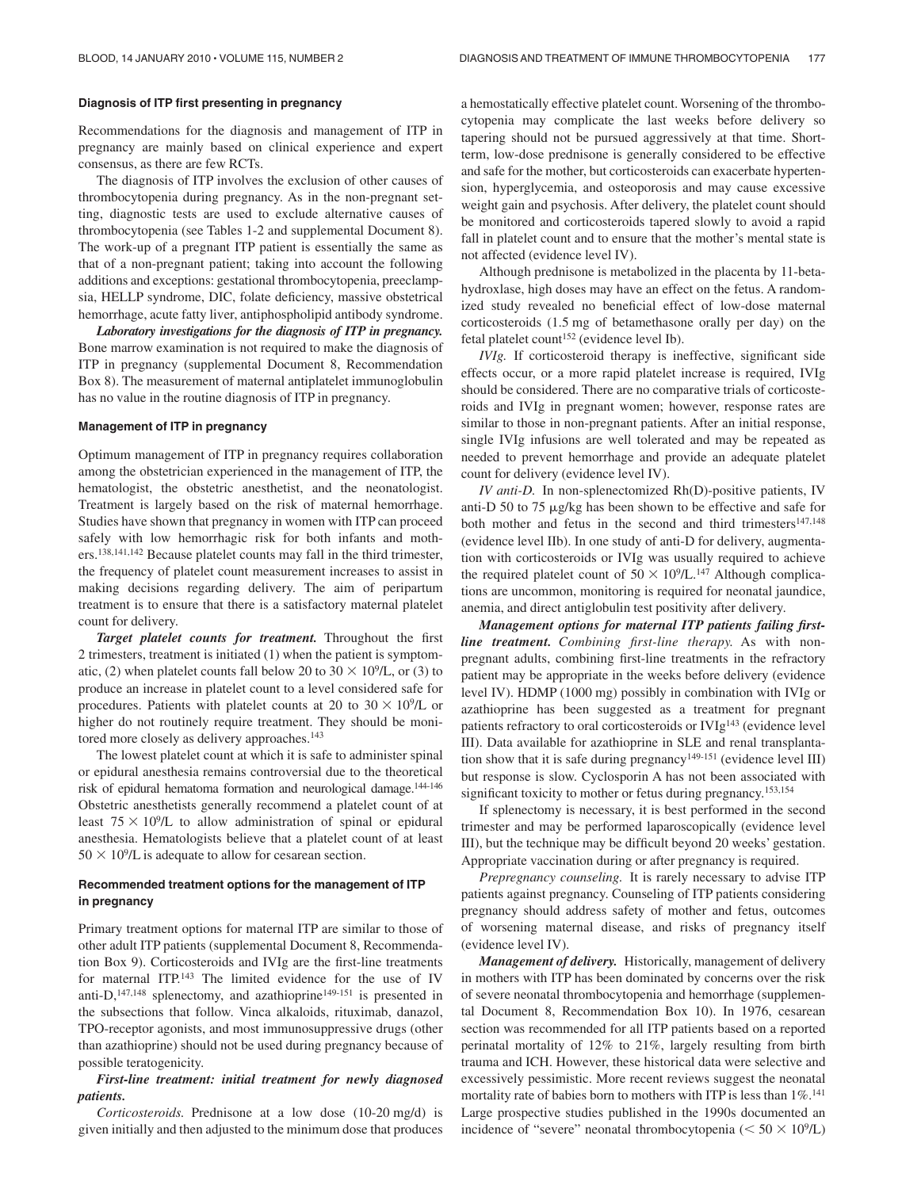### Diagnosis of ITP first presenting in pregnancy

Recommendations for the diagnosis and management of ITP in pregnancy are mainly based on clinical experience and expert consensus, as there are few RCTs.

The diagnosis of ITP involves the exclusion of other causes of thrombocytopenia during pregnancy. As in the non-pregnant setting, diagnostic tests are used to exclude alternative causes of thrombocytopenia (see Tables 1-2 and supplemental Document 8). The work-up of a pregnant ITP patient is essentially the same as that of a non-pregnant patient; taking into account the following additions and exceptions: gestational thrombocytopenia, preeclampsia, HELLP syndrome, DIC, folate deficiency, massive obstetrical hemorrhage, acute fatty liver, antiphospholipid antibody syndrome.

***Laboratory investigations for the diagnosis of ITP in pregnancy.*** Bone marrow examination is not required to make the diagnosis of ITP in pregnancy (supplemental Document 8, Recommendation Box 8). The measurement of maternal antiplatelet immunoglobulin has no value in the routine diagnosis of ITP in pregnancy.

### Management of ITP in pregnancy

Optimum management of ITP in pregnancy requires collaboration among the obstetrician experienced in the management of ITP, the hematologist, the obstetric anesthetist, and the neonatologist. Treatment is largely based on the risk of maternal hemorrhage. Studies have shown that pregnancy in women with ITP can proceed safely with low hemorrhagic risk for both infants and mothers.[138,141,142] Because platelet counts may fall in the third trimester, the frequency of platelet count measurement increases to assist in making decisions regarding delivery. The aim of peripartum treatment is to ensure that there is a satisfactory maternal platelet count for delivery.

***Target platelet counts for treatment.*** Throughout the first 2 trimesters, treatment is initiated (1) when the patient is symptomatic, (2) when platelet counts fall below 20 to $30 \times 10^9$/L, or (3) to produce an increase in platelet count to a level considered safe for procedures. Patients with platelet counts at 20 to $30 \times 10^9$/L or higher do not routinely require treatment. They should be monitored more closely as delivery approaches.[143]

The lowest platelet count at which it is safe to administer spinal or epidural anesthesia remains controversial due to the theoretical risk of epidural hematoma formation and neurological damage.[144-146] Obstetric anesthetists generally recommend a platelet count of at least $75 \times 10^9$/L to allow administration of spinal or epidural anesthesia. Hematologists believe that a platelet count of at least $50 \times 10^9$/L is adequate to allow for cesarean section.

### Recommended treatment options for the management of ITP in pregnancy

Primary treatment options for maternal ITP are similar to those of other adult ITP patients (supplemental Document 8, Recommendation Box 9). Corticosteroids and IVIg are the first-line treatments for maternal ITP.[143] The limited evidence for the use of IV anti-D,[147,148] splenectomy, and azathioprine[149-151] is presented in the subsections that follow. Vinca alkaloids, rituximab, danazol, TPO-receptor agonists, and most immunosuppressive drugs (other than azathioprine) should not be used during pregnancy because of possible teratogenicity.

***First-line treatment: initial treatment for newly diagnosed patients.***

*Corticosteroids.* Prednisone at a low dose (10-20 mg/d) is given initially and then adjusted to the minimum dose that produces a hemostatically effective platelet count. Worsening of the thrombocytopenia may complicate the last weeks before delivery so tapering should not be pursued aggressively at that time. Short-term, low-dose prednisone is generally considered to be effective and safe for the mother, but corticosteroids can exacerbate hypertension, hyperglycemia, and osteoporosis and may cause excessive weight gain and psychosis. After delivery, the platelet count should be monitored and corticosteroids tapered slowly to avoid a rapid fall in platelet count and to ensure that the mother's mental state is not affected (evidence level IV).

Although prednisone is metabolized in the placenta by 11-beta-hydroxlase, high doses may have an effect on the fetus. A randomized study revealed no beneficial effect of low-dose maternal corticosteroids (1.5 mg of betamethasone orally per day) on the fetal platelet count[152] (evidence level Ib).

*IVIg.* If corticosteroid therapy is ineffective, significant side effects occur, or a more rapid platelet increase is required, IVIg should be considered. There are no comparative trials of corticosteroids and IVIg in pregnant women; however, response rates are similar to those in non-pregnant patients. After an initial response, single IVIg infusions are well tolerated and may be repeated as needed to prevent hemorrhage and provide an adequate platelet count for delivery (evidence level IV).

*IV anti-D.* In non-splenectomized Rh(D)-positive patients, IV anti-D 50 to 75 μg/kg has been shown to be effective and safe for both mother and fetus in the second and third trimesters[147,148] (evidence level IIb). In one study of anti-D for delivery, augmentation with corticosteroids or IVIg was usually required to achieve the required platelet count of $50 \times 10^9$/L.[147] Although complications are uncommon, monitoring is required for neonatal jaundice, anemia, and direct antiglobulin test positivity after delivery.

***Management options for maternal ITP patients failing first-line treatment.*** *Combining first-line therapy.* As with non-pregnant adults, combining first-line treatments in the refractory patient may be appropriate in the weeks before delivery (evidence level IV). HDMP (1000 mg) possibly in combination with IVIg or azathioprine has been suggested as a treatment for pregnant patients refractory to oral corticosteroids or IVIg[143] (evidence level III). Data available for azathioprine in SLE and renal transplantation show that it is safe during pregnancy[149-151] (evidence level III) but response is slow. Cyclosporin A has not been associated with significant toxicity to mother or fetus during pregnancy.[153,154]

If splenectomy is necessary, it is best performed in the second trimester and may be performed laparoscopically (evidence level III), but the technique may be difficult beyond 20 weeks' gestation. Appropriate vaccination during or after pregnancy is required.

*Prepregnancy counseling.* It is rarely necessary to advise ITP patients against pregnancy. Counseling of ITP patients considering pregnancy should address safety of mother and fetus, outcomes of worsening maternal disease, and risks of pregnancy itself (evidence level IV).

***Management of delivery.*** Historically, management of delivery in mothers with ITP has been dominated by concerns over the risk of severe neonatal thrombocytopenia and hemorrhage (supplemental Document 8, Recommendation Box 10). In 1976, cesarean section was recommended for all ITP patients based on a reported perinatal mortality of 12% to 21%, largely resulting from birth trauma and ICH. However, these historical data were selective and excessively pessimistic. More recent reviews suggest the neonatal mortality rate of babies born to mothers with ITP is less than 1%.[141] Large prospective studies published in the 1990s documented an incidence of "severe" neonatal thrombocytopenia ($< 50 \times 10^9$/L)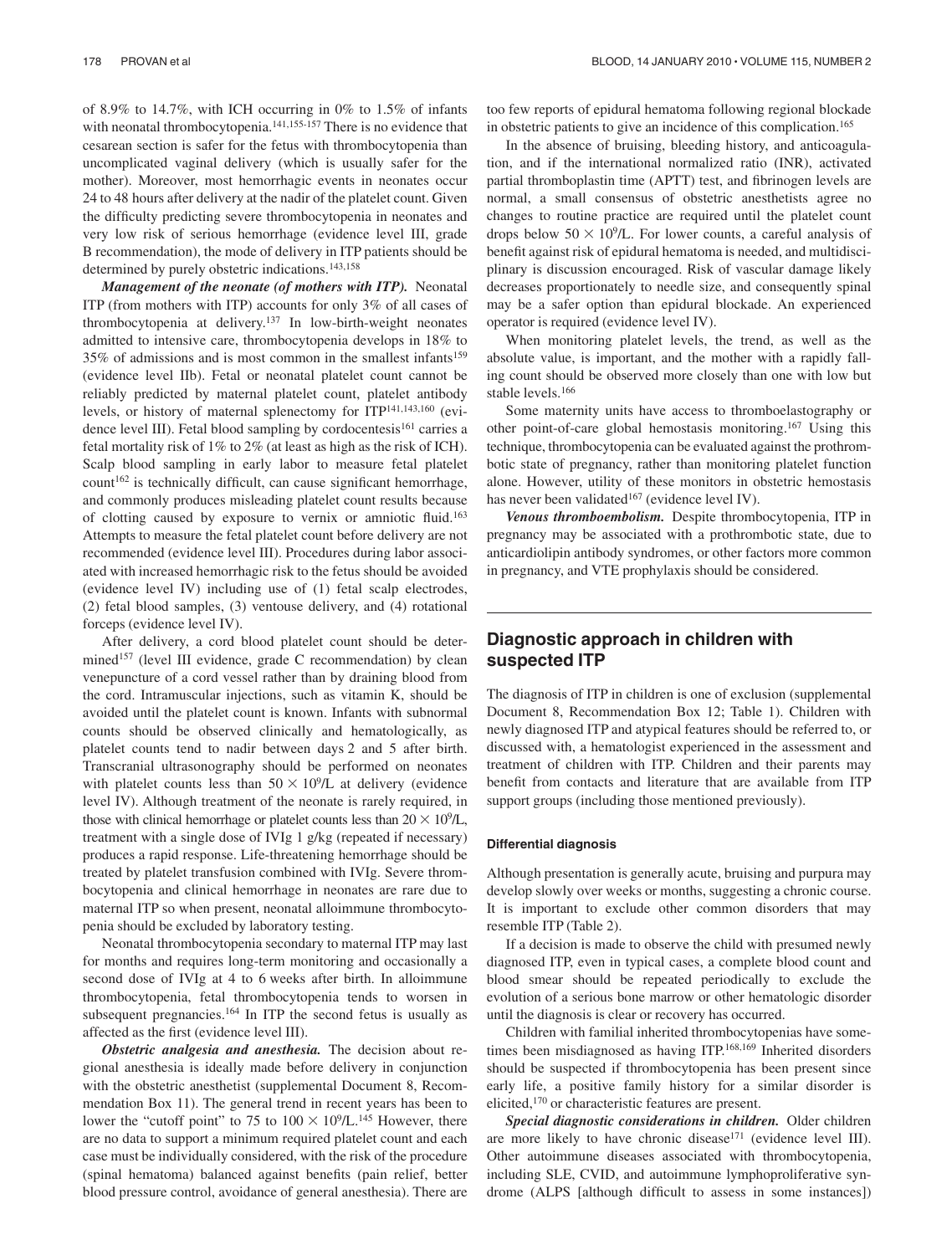of 8.9% to 14.7%, with ICH occurring in 0% to 1.5% of infants with neonatal thrombocytopenia.[141,155-157] There is no evidence that cesarean section is safer for the fetus with thrombocytopenia than uncomplicated vaginal delivery (which is usually safer for the mother). Moreover, most hemorrhagic events in neonates occur 24 to 48 hours after delivery at the nadir of the platelet count. Given the difficulty predicting severe thrombocytopenia in neonates and very low risk of serious hemorrhage (evidence level III, grade B recommendation), the mode of delivery in ITP patients should be determined by purely obstetric indications.[143,158]

***Management of the neonate (of mothers with ITP).*** Neonatal ITP (from mothers with ITP) accounts for only 3% of all cases of thrombocytopenia at delivery.[137] In low-birth-weight neonates admitted to intensive care, thrombocytopenia develops in 18% to 35% of admissions and is most common in the smallest infants[159] (evidence level IIb). Fetal or neonatal platelet count cannot be reliably predicted by maternal platelet count, platelet antibody levels, or history of maternal splenectomy for ITP[141,143,160] (evidence level III). Fetal blood sampling by cordocentesis[161] carries a fetal mortality risk of 1% to 2% (at least as high as the risk of ICH). Scalp blood sampling in early labor to measure fetal platelet count[162] is technically difficult, can cause significant hemorrhage, and commonly produces misleading platelet count results because of clotting caused by exposure to vernix or amniotic fluid.[163] Attempts to measure the fetal platelet count before delivery are not recommended (evidence level III). Procedures during labor associated with increased hemorrhagic risk to the fetus should be avoided (evidence level IV) including use of (1) fetal scalp electrodes, (2) fetal blood samples, (3) ventouse delivery, and (4) rotational forceps (evidence level IV).

After delivery, a cord blood platelet count should be determined[157] (level III evidence, grade C recommendation) by clean venepuncture of a cord vessel rather than by draining blood from the cord. Intramuscular injections, such as vitamin K, should be avoided until the platelet count is known. Infants with subnormal counts should be observed clinically and hematologically, as platelet counts tend to nadir between days 2 and 5 after birth. Transcranial ultrasonography should be performed on neonates with platelet counts less than $50 \times 10^9$/L at delivery (evidence level IV). Although treatment of the neonate is rarely required, in those with clinical hemorrhage or platelet counts less than $20 \times 10^9$/L, treatment with a single dose of IVIg 1 g/kg (repeated if necessary) produces a rapid response. Life-threatening hemorrhage should be treated by platelet transfusion combined with IVIg. Severe thrombocytopenia and clinical hemorrhage in neonates are rare due to maternal ITP so when present, neonatal alloimmune thrombocytopenia should be excluded by laboratory testing.

Neonatal thrombocytopenia secondary to maternal ITP may last for months and requires long-term monitoring and occasionally a second dose of IVIg at 4 to 6 weeks after birth. In alloimmune thrombocytopenia, fetal thrombocytopenia tends to worsen in subsequent pregnancies.[164] In ITP the second fetus is usually as affected as the first (evidence level III).

***Obstetric analgesia and anesthesia.*** The decision about regional anesthesia is ideally made before delivery in conjunction with the obstetric anesthetist (supplemental Document 8, Recommendation Box 11). The general trend in recent years has been to lower the "cutoff point" to 75 to $100 \times 10^9$/L.[145] However, there are no data to support a minimum required platelet count and each case must be individually considered, with the risk of the procedure (spinal hematoma) balanced against benefits (pain relief, better blood pressure control, avoidance of general anesthesia). There are too few reports of epidural hematoma following regional blockade in obstetric patients to give an incidence of this complication.[165]

In the absence of bruising, bleeding history, and anticoagulation, and if the international normalized ratio (INR), activated partial thromboplastin time (APTT) test, and fibrinogen levels are normal, a small consensus of obstetric anesthetists agree no changes to routine practice are required until the platelet count drops below $50 \times 10^9$/L. For lower counts, a careful analysis of benefit against risk of epidural hematoma is needed, and multidisciplinary is discussion encouraged. Risk of vascular damage likely decreases proportionately to needle size, and consequently spinal may be a safer option than epidural blockade. An experienced operator is required (evidence level IV).

When monitoring platelet levels, the trend, as well as the absolute value, is important, and the mother with a rapidly falling count should be observed more closely than one with low but stable levels.[166]

Some maternity units have access to thromboelastography or other point-of-care global hemostasis monitoring.[167] Using this technique, thrombocytopenia can be evaluated against the prothrombotic state of pregnancy, rather than monitoring platelet function alone. However, utility of these monitors in obstetric hemostasis has never been validated[167] (evidence level IV).

***Venous thromboembolism.*** Despite thrombocytopenia, ITP in pregnancy may be associated with a prothrombotic state, due to anticardiolipin antibody syndromes, or other factors more common in pregnancy, and VTE prophylaxis should be considered.

## Diagnostic approach in children with suspected ITP

The diagnosis of ITP in children is one of exclusion (supplemental Document 8, Recommendation Box 12; Table 1). Children with newly diagnosed ITP and atypical features should be referred to, or discussed with, a hematologist experienced in the assessment and treatment of children with ITP. Children and their parents may benefit from contacts and literature that are available from ITP support groups (including those mentioned previously).

### Differential diagnosis

Although presentation is generally acute, bruising and purpura may develop slowly over weeks or months, suggesting a chronic course. It is important to exclude other common disorders that may resemble ITP (Table 2).

If a decision is made to observe the child with presumed newly diagnosed ITP, even in typical cases, a complete blood count and blood smear should be repeated periodically to exclude the evolution of a serious bone marrow or other hematologic disorder until the diagnosis is clear or recovery has occurred.

Children with familial inherited thrombocytopenias have sometimes been misdiagnosed as having ITP.[168,169] Inherited disorders should be suspected if thrombocytopenia has been present since early life, a positive family history for a similar disorder is elicited,[170] or characteristic features are present.

***Special diagnostic considerations in children.*** Older children are more likely to have chronic disease[171] (evidence level III). Other autoimmune diseases associated with thrombocytopenia, including SLE, CVID, and autoimmune lymphoproliferative syndrome (ALPS [although difficult to assess in some instances])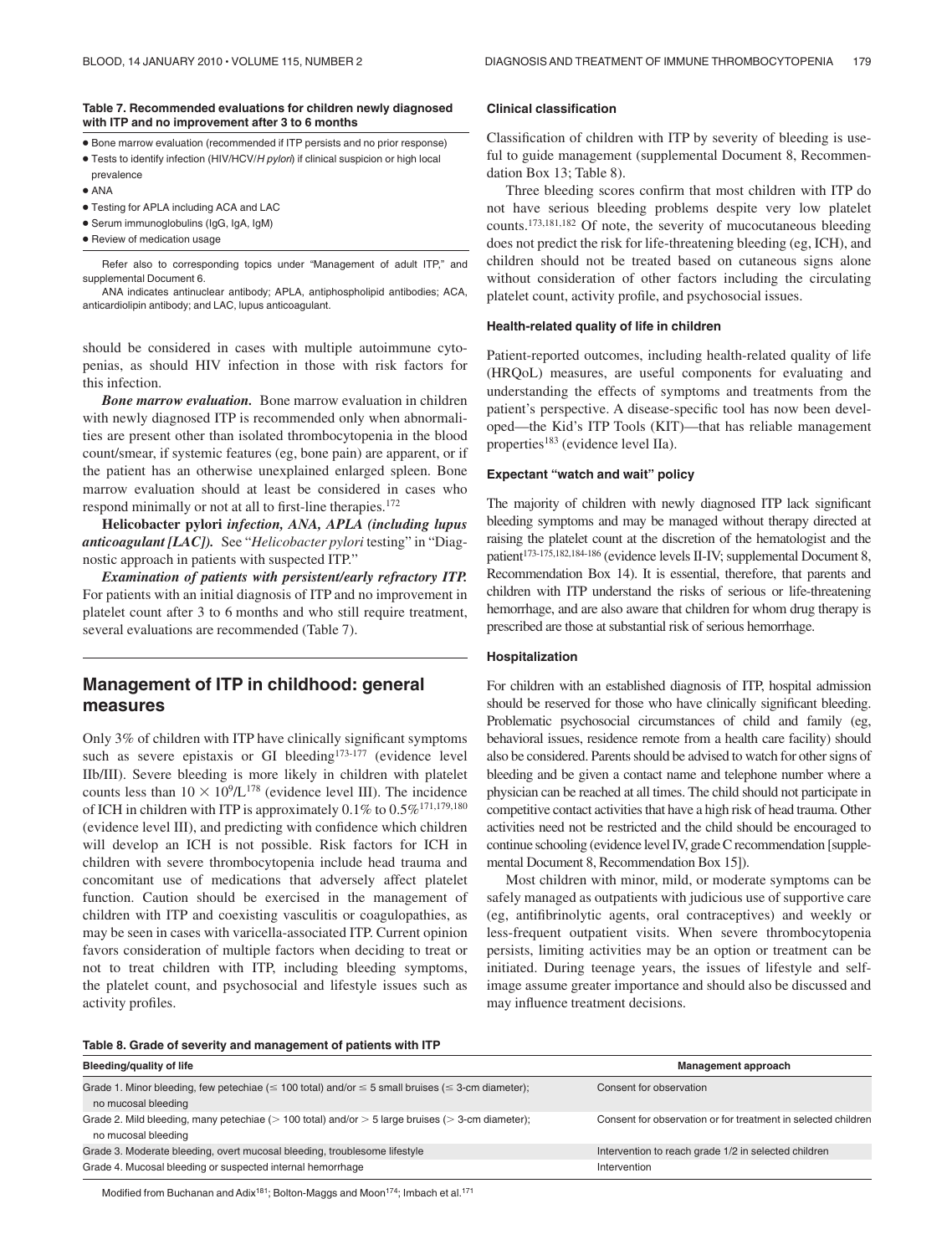**Table 7. Recommended evaluations for children newly diagnosed with ITP and no improvement after 3 to 6 months**

- Bone marrow evaluation (recommended if ITP persists and no prior response)
- Tests to identify infection (HIV/HCV/*H pylori*) if clinical suspicion or high local prevalence
- ANA
- Testing for APLA including ACA and LAC
- Serum immunoglobulins (IgG, IgA, IgM)
- Review of medication usage

Refer also to corresponding topics under "Management of adult ITP," and supplemental Document 6.

ANA indicates antinuclear antibody; APLA, antiphospholipid antibodies; ACA, anticardiolipin antibody; and LAC, lupus anticoagulant.

should be considered in cases with multiple autoimmune cytopenias, as should HIV infection in those with risk factors for this infection.

***Bone marrow evaluation.*** Bone marrow evaluation in children with newly diagnosed ITP is recommended only when abnormalities are present other than isolated thrombocytopenia in the blood count/smear, if systemic features (eg, bone pain) are apparent, or if the patient has an otherwise unexplained enlarged spleen. Bone marrow evaluation should at least be considered in cases who respond minimally or not at all to first-line therapies.[172]

**Helicobacter pylori** ***infection, ANA, APLA (including lupus anticoagulant [LAC]).*** See "*Helicobacter pylori* testing" in "Diagnostic approach in patients with suspected ITP."

***Examination of patients with persistent/early refractory ITP.*** For patients with an initial diagnosis of ITP and no improvement in platelet count after 3 to 6 months and who still require treatment, several evaluations are recommended (Table 7).

## Management of ITP in childhood: general measures

Only 3% of children with ITP have clinically significant symptoms such as severe epistaxis or GI bleeding[173-177] (evidence level IIb/III). Severe bleeding is more likely in children with platelet counts less than $10 \times 10^9$/L[178] (evidence level III). The incidence of ICH in children with ITP is approximately 0.1% to 0.5%[171,179,180] (evidence level III), and predicting with confidence which children will develop an ICH is not possible. Risk factors for ICH in children with severe thrombocytopenia include head trauma and concomitant use of medications that adversely affect platelet function. Caution should be exercised in the management of children with ITP and coexisting vasculitis or coagulopathies, as may be seen in cases with varicella-associated ITP. Current opinion favors consideration of multiple factors when deciding to treat or not to treat children with ITP, including bleeding symptoms, the platelet count, and psychosocial and lifestyle issues such as activity profiles.

### Clinical classification

Classification of children with ITP by severity of bleeding is useful to guide management (supplemental Document 8, Recommendation Box 13; Table 8).

Three bleeding scores confirm that most children with ITP do not have serious bleeding problems despite very low platelet counts.[173,181,182] Of note, the severity of mucocutaneous bleeding does not predict the risk for life-threatening bleeding (eg, ICH), and children should not be treated based on cutaneous signs alone without consideration of other factors including the circulating platelet count, activity profile, and psychosocial issues.

### Health-related quality of life in children

Patient-reported outcomes, including health-related quality of life (HRQoL) measures, are useful components for evaluating and understanding the effects of symptoms and treatments from the patient's perspective. A disease-specific tool has now been developed—the Kid's ITP Tools (KIT)—that has reliable management properties[183] (evidence level IIa).

### Expectant "watch and wait" policy

The majority of children with newly diagnosed ITP lack significant bleeding symptoms and may be managed without therapy directed at raising the platelet count at the discretion of the hematologist and the patient[173-175,182,184-186] (evidence levels II-IV; supplemental Document 8, Recommendation Box 14). It is essential, therefore, that parents and children with ITP understand the risks of serious or life-threatening hemorrhage, and are also aware that children for whom drug therapy is prescribed are those at substantial risk of serious hemorrhage.

### Hospitalization

For children with an established diagnosis of ITP, hospital admission should be reserved for those who have clinically significant bleeding. Problematic psychosocial circumstances of child and family (eg, behavioral issues, residence remote from a health care facility) should also be considered. Parents should be advised to watch for other signs of bleeding and be given a contact name and telephone number where a physician can be reached at all times. The child should not participate in competitive contact activities that have a high risk of head trauma. Other activities need not be restricted and the child should be encouraged to continue schooling (evidence level IV, grade C recommendation [supplemental Document 8, Recommendation Box 15]).

Most children with minor, mild, or moderate symptoms can be safely managed as outpatients with judicious use of supportive care (eg, antifibrinolytic agents, oral contraceptives) and weekly or less-frequent outpatient visits. When severe thrombocytopenia persists, limiting activities may be an option or treatment can be initiated. During teenage years, the issues of lifestyle and self-image assume greater importance and should also be discussed and may influence treatment decisions.

**Table 8. Grade of severity and management of patients with ITP**

| Bleeding/quality of life | Management approach |
|---|---|
| Grade 1. Minor bleeding, few petechiae (≤ 100 total) and/or ≤ 5 small bruises (≤ 3-cm diameter); no mucosal bleeding | Consent for observation |
| Grade 2. Mild bleeding, many petechiae (> 100 total) and/or > 5 large bruises (> 3-cm diameter); no mucosal bleeding | Consent for observation or for treatment in selected children |
| Grade 3. Moderate bleeding, overt mucosal bleeding, troublesome lifestyle | Intervention to reach grade 1/2 in selected children |
| Grade 4. Mucosal bleeding or suspected internal hemorrhage | Intervention |

Modified from Buchanan and Adix[181]; Bolton-Maggs and Moon[174]; Imbach et al.[171]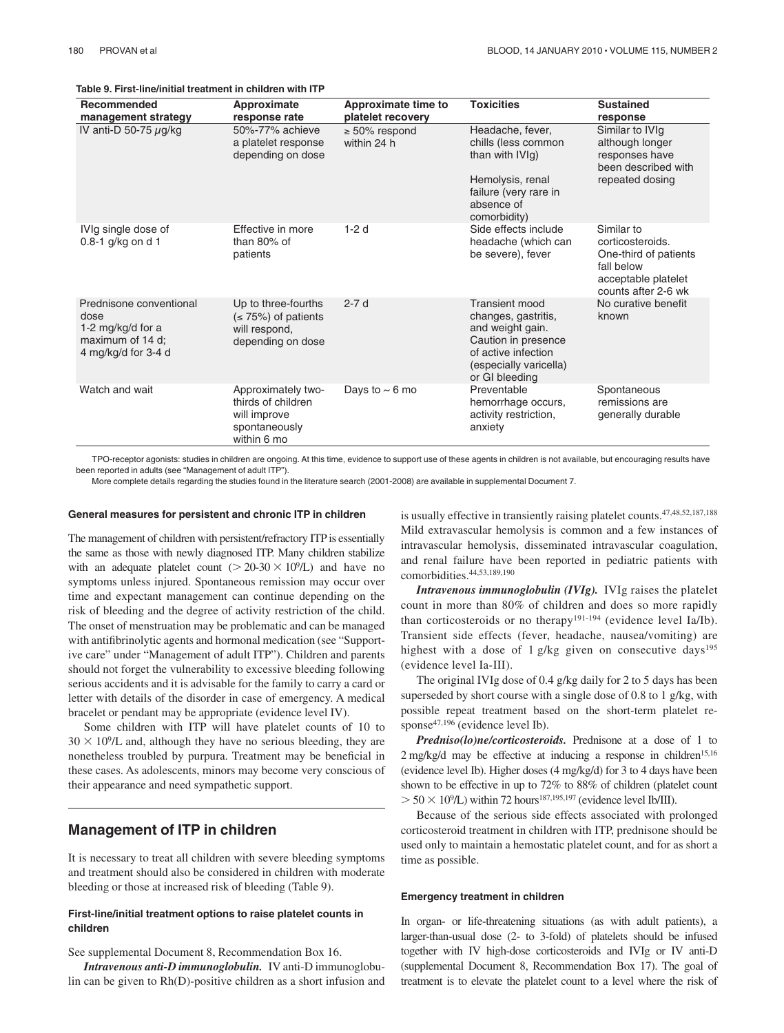**Table 9. First-line/initial treatment in children with ITP**

| Recommended management strategy | Approximate response rate | Approximate time to platelet recovery | Toxicities | Sustained response |
|---|---|---|---|---|
| IV anti-D 50-75 μg/kg | 50%-77% achieve a platelet response depending on dose | ≥ 50% respond within 24 h | Headache, fever, chills (less common than with IVIg)<br><br>Hemolysis, renal failure (very rare in absence of comorbidity) | Similar to IVIg although longer responses have been described with repeated dosing |
| IVIg single dose of 0.8-1 g/kg on d 1 | Effective in more than 80% of patients | 1-2 d | Side effects include headache (which can be severe), fever | Similar to corticosteroids. One-third of patients fall below acceptable platelet counts after 2-6 wk |
| Prednisone conventional dose 1-2 mg/kg/d for a maximum of 14 d; 4 mg/kg/d for 3-4 d | Up to three-fourths (≤ 75%) of patients will respond, depending on dose | 2-7 d | Transient mood changes, gastritis, and weight gain. Caution in presence of active infection (especially varicella) or GI bleeding | No curative benefit known |
| Watch and wait | Approximately two-thirds of children will improve spontaneously within 6 mo | Days to ~ 6 mo | Preventable hemorrhage occurs, activity restriction, anxiety | Spontaneous remissions are generally durable |

TPO-receptor agonists: studies in children are ongoing. At this time, evidence to support use of these agents in children is not available, but encouraging results have been reported in adults (see "Management of adult ITP").

More complete details regarding the studies found in the literature search (2001-2008) are available in supplemental Document 7.

#### General measures for persistent and chronic ITP in children

The management of children with persistent/refractory ITP is essentially the same as those with newly diagnosed ITP. Many children stabilize with an adequate platelet count ($> 20\text{-}30 \times 10^9$/L) and have no symptoms unless injured. Spontaneous remission may occur over time and expectant management can continue depending on the risk of bleeding and the degree of activity restriction of the child. The onset of menstruation may be problematic and can be managed with antifibrinolytic agents and hormonal medication (see "Supportive care" under "Management of adult ITP"). Children and parents should not forget the vulnerability to excessive bleeding following serious accidents and it is advisable for the family to carry a card or letter with details of the disorder in case of emergency. A medical bracelet or pendant may be appropriate (evidence level IV).

Some children with ITP will have platelet counts of 10 to $30 \times 10^9$/L and, although they have no serious bleeding, they are nonetheless troubled by purpura. Treatment may be beneficial in these cases. As adolescents, minors may become very conscious of their appearance and need sympathetic support.

## Management of ITP in children

It is necessary to treat all children with severe bleeding symptoms and treatment should also be considered in children with moderate bleeding or those at increased risk of bleeding (Table 9).

#### First-line/initial treatment options to raise platelet counts in children

See supplemental Document 8, Recommendation Box 16.

***Intravenous anti-D immunoglobulin.*** IV anti-D immunoglobulin can be given to Rh(D)-positive children as a short infusion and is usually effective in transiently raising platelet counts.[47,48,52,187,188] Mild extravascular hemolysis is common and a few instances of intravascular hemolysis, disseminated intravascular coagulation, and renal failure have been reported in pediatric patients with comorbidities.[44,53,189,190]

***Intravenous immunoglobulin (IVIg).*** IVIg raises the platelet count in more than 80% of children and does so more rapidly than corticosteroids or no therapy[191-194] (evidence level Ia/Ib). Transient side effects (fever, headache, nausea/vomiting) are highest with a dose of 1 g/kg given on consecutive days[195] (evidence level Ia-III).

The original IVIg dose of 0.4 g/kg daily for 2 to 5 days has been superseded by short course with a single dose of 0.8 to 1 g/kg, with possible repeat treatment based on the short-term platelet response[47,196] (evidence level Ib).

***Predniso(lo)ne/corticosteroids.*** Prednisone at a dose of 1 to 2 mg/kg/d may be effective at inducing a response in children[15,16] (evidence level Ib). Higher doses (4 mg/kg/d) for 3 to 4 days have been shown to be effective in up to 72% to 88% of children (platelet count $> 50 \times 10^9$/L) within 72 hours[187,195,197] (evidence level Ib/III).

Because of the serious side effects associated with prolonged corticosteroid treatment in children with ITP, prednisone should be used only to maintain a hemostatic platelet count, and for as short a time as possible.

#### Emergency treatment in children

In organ- or life-threatening situations (as with adult patients), a larger-than-usual dose (2- to 3-fold) of platelets should be infused together with IV high-dose corticosteroids and IVIg or IV anti-D (supplemental Document 8, Recommendation Box 17). The goal of treatment is to elevate the platelet count to a level where the risk of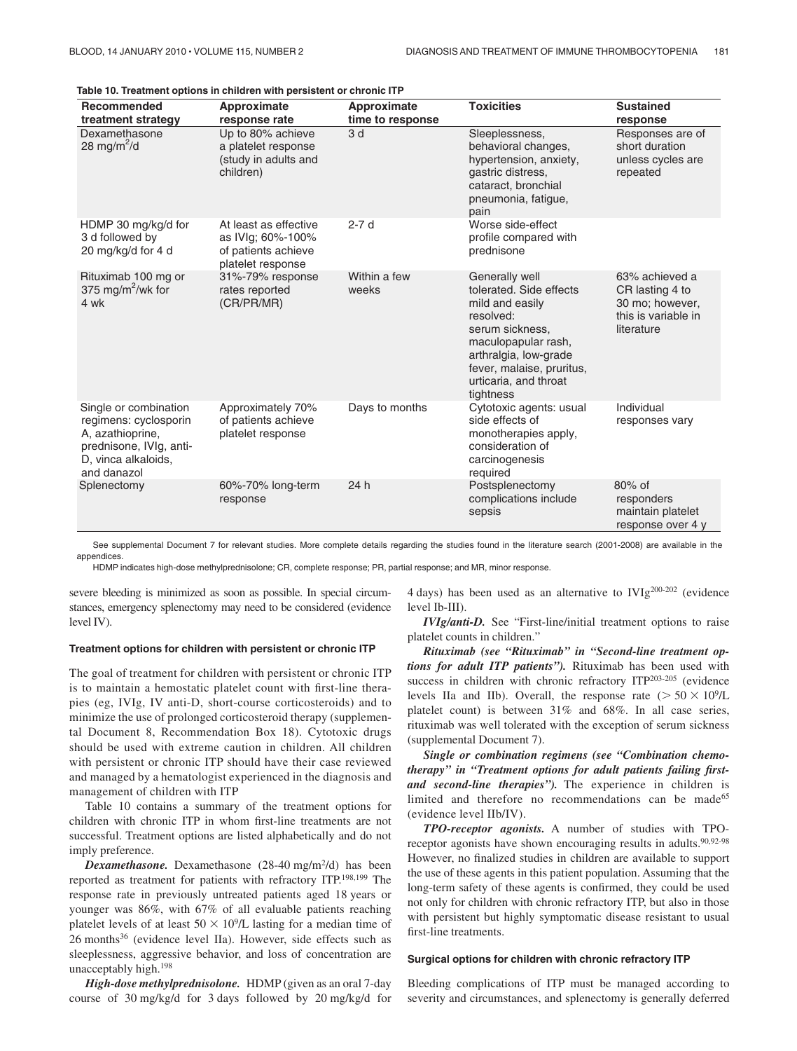**Table 10. Treatment options in children with persistent or chronic ITP**

| Recommended treatment strategy | Approximate response rate | Approximate time to response | Toxicities | Sustained response |
|---|---|---|---|---|
| Dexamethasone 28 mg/m$^2$/d | Up to 80% achieve a platelet response (study in adults and children) | 3 d | Sleeplessness, behavioral changes, hypertension, anxiety, gastric distress, cataract, bronchial pneumonia, fatigue, pain | Responses are of short duration unless cycles are repeated |
| HDMP 30 mg/kg/d for 3 d followed by 20 mg/kg/d for 4 d | At least as effective as IVIg; 60%-100% of patients achieve platelet response | 2-7 d | Worse side-effect profile compared with prednisone | |
| Rituximab 100 mg or 375 mg/m$^2$/wk for 4 wk | 31%-79% response rates reported (CR/PR/MR) | Within a few weeks | Generally well tolerated. Side effects mild and easily resolved: serum sickness, maculopapular rash, arthralgia, low-grade fever, malaise, pruritus, urticaria, and throat tightness | 63% achieved a CR lasting 4 to 30 mo; however, this is variable in literature |
| Single or combination regimens: cyclosporin A, azathioprine, prednisone, IVIg, anti-D, vinca alkaloids, and danazol | Approximately 70% of patients achieve platelet response | Days to months | Cytotoxic agents: usual side effects of monotherapies apply, consideration of carcinogenesis required | Individual responses vary |
| Splenectomy | 60%-70% long-term response | 24 h | Postsplenectomy complications include sepsis | 80% of responders maintain platelet response over 4 y |

See supplemental Document 7 for relevant studies. More complete details regarding the studies found in the literature search (2001-2008) are available in the appendices.

HDMP indicates high-dose methylprednisolone; CR, complete response; PR, partial response; and MR, minor response.

severe bleeding is minimized as soon as possible. In special circumstances, emergency splenectomy may need to be considered (evidence level IV).

#### Treatment options for children with persistent or chronic ITP

The goal of treatment for children with persistent or chronic ITP is to maintain a hemostatic platelet count with first-line therapies (eg, IVIg, IV anti-D, short-course corticosteroids) and to minimize the use of prolonged corticosteroid therapy (supplemental Document 8, Recommendation Box 18). Cytotoxic drugs should be used with extreme caution in children. All children with persistent or chronic ITP should have their case reviewed and managed by a hematologist experienced in the diagnosis and management of children with ITP

Table 10 contains a summary of the treatment options for children with chronic ITP in whom first-line treatments are not successful. Treatment options are listed alphabetically and do not imply preference.

***Dexamethasone.*** Dexamethasone (28-40 mg/m$^2$/d) has been reported as treatment for patients with refractory ITP.[198,199] The response rate in previously untreated patients aged 18 years or younger was 86%, with 67% of all evaluable patients reaching platelet levels of at least $50 \times 10^9$/L lasting for a median time of 26 months[36] (evidence level IIa). However, side effects such as sleeplessness, aggressive behavior, and loss of concentration are unacceptably high.[198]

***High-dose methylprednisolone.*** HDMP (given as an oral 7-day course of 30 mg/kg/d for 3 days followed by 20 mg/kg/d for 4 days) has been used as an alternative to IVIg[200-202] (evidence level Ib-III).

***IVIg/anti-D.*** See "First-line/initial treatment options to raise platelet counts in children."

***Rituximab (see "Rituximab" in "Second-line treatment options for adult ITP patients").*** Rituximab has been used with success in children with chronic refractory ITP[203-205] (evidence levels IIa and IIb). Overall, the response rate ($> 50 \times 10^9$/L platelet count) is between 31% and 68%. In all case series, rituximab was well tolerated with the exception of serum sickness (supplemental Document 7).

***Single or combination regimens (see "Combination chemotherapy" in "Treatment options for adult patients failing first- and second-line therapies").*** The experience in children is limited and therefore no recommendations can be made[65] (evidence level IIb/IV).

***TPO-receptor agonists.*** A number of studies with TPO-receptor agonists have shown encouraging results in adults.[90,92-98] However, no finalized studies in children are available to support the use of these agents in this patient population. Assuming that the long-term safety of these agents is confirmed, they could be used not only for children with chronic refractory ITP, but also in those with persistent but highly symptomatic disease resistant to usual first-line treatments.

#### Surgical options for children with chronic refractory ITP

Bleeding complications of ITP must be managed according to severity and circumstances, and splenectomy is generally deferred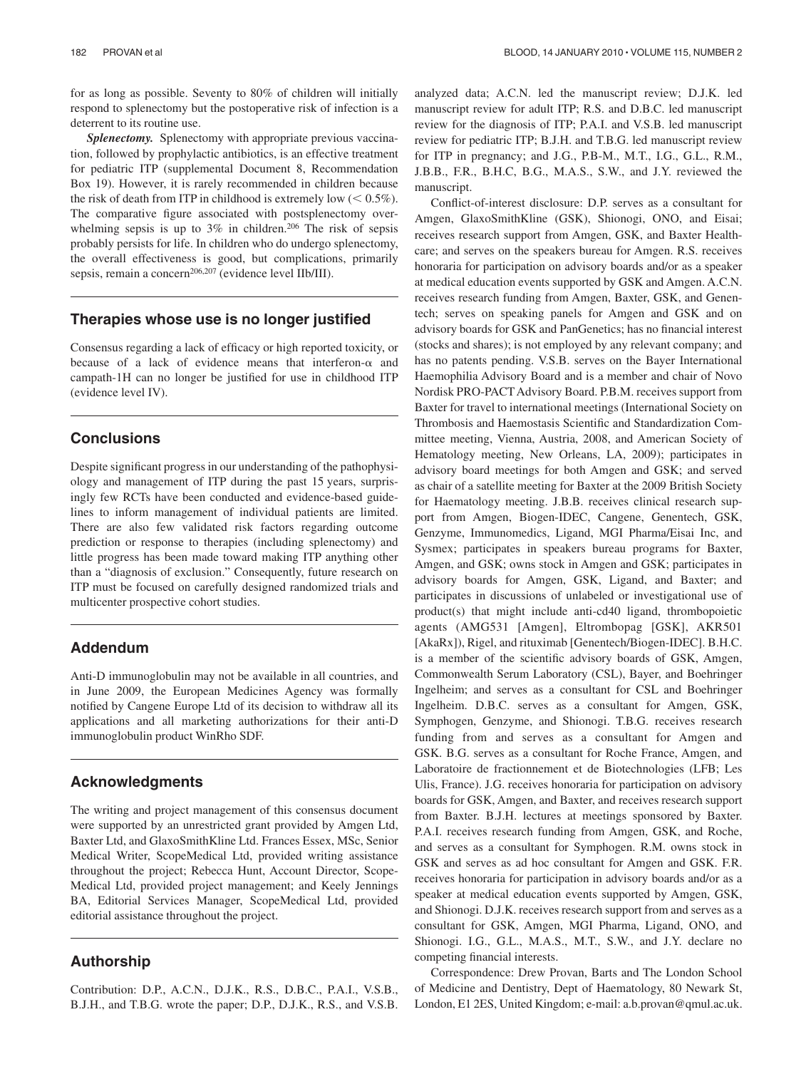for as long as possible. Seventy to 80% of children will initially respond to splenectomy but the postoperative risk of infection is a deterrent to its routine use.

***Splenectomy.*** Splenectomy with appropriate previous vaccination, followed by prophylactic antibiotics, is an effective treatment for pediatric ITP (supplemental Document 8, Recommendation Box 19). However, it is rarely recommended in children because the risk of death from ITP in childhood is extremely low (< 0.5%). The comparative figure associated with postsplenectomy overwhelming sepsis is up to 3% in children.[206] The risk of sepsis probably persists for life. In children who do undergo splenectomy, the overall effectiveness is good, but complications, primarily sepsis, remain a concern[206,207] (evidence level IIb/III).

## Therapies whose use is no longer justified

Consensus regarding a lack of efficacy or high reported toxicity, or because of a lack of evidence means that interferon-α and campath-1H can no longer be justified for use in childhood ITP (evidence level IV).

## Conclusions

Despite significant progress in our understanding of the pathophysiology and management of ITP during the past 15 years, surprisingly few RCTs have been conducted and evidence-based guidelines to inform management of individual patients are limited. There are also few validated risk factors regarding outcome prediction or response to therapies (including splenectomy) and little progress has been made toward making ITP anything other than a "diagnosis of exclusion." Consequently, future research on ITP must be focused on carefully designed randomized trials and multicenter prospective cohort studies.

## Addendum

Anti-D immunoglobulin may not be available in all countries, and in June 2009, the European Medicines Agency was formally notified by Cangene Europe Ltd of its decision to withdraw all its applications and all marketing authorizations for their anti-D immunoglobulin product WinRho SDF.

## Acknowledgments

The writing and project management of this consensus document were supported by an unrestricted grant provided by Amgen Ltd, Baxter Ltd, and GlaxoSmithKline Ltd. Frances Essex, MSc, Senior Medical Writer, ScopeMedical Ltd, provided writing assistance throughout the project; Rebecca Hunt, Account Director, ScopeMedical Ltd, provided project management; and Keely Jennings BA, Editorial Services Manager, ScopeMedical Ltd, provided editorial assistance throughout the project.

## Authorship

Contribution: D.P., A.C.N., D.J.K., R.S., D.B.C., P.A.I., V.S.B., B.J.H., and T.B.G. wrote the paper; D.P., D.J.K., R.S., and V.S.B. analyzed data; A.C.N. led the manuscript review; D.J.K. led manuscript review for adult ITP; R.S. and D.B.C. led manuscript review for the diagnosis of ITP; P.A.I. and V.S.B. led manuscript review for pediatric ITP; B.J.H. and T.B.G. led manuscript review for ITP in pregnancy; and J.G., P.B-M., M.T., I.G., G.L., R.M., J.B.B., F.R., B.H.C, B.G., M.A.S., S.W., and J.Y. reviewed the manuscript.

Conflict-of-interest disclosure: D.P. serves as a consultant for Amgen, GlaxoSmithKline (GSK), Shionogi, ONO, and Eisai; receives research support from Amgen, GSK, and Baxter Healthcare; and serves on the speakers bureau for Amgen. R.S. receives honoraria for participation on advisory boards and/or as a speaker at medical education events supported by GSK and Amgen. A.C.N. receives research funding from Amgen, Baxter, GSK, and Genentech; serves on speaking panels for Amgen and GSK and on advisory boards for GSK and PanGenetics; has no financial interest (stocks and shares); is not employed by any relevant company; and has no patents pending. V.S.B. serves on the Bayer International Haemophilia Advisory Board and is a member and chair of Novo Nordisk PRO-PACT Advisory Board. P.B.M. receives support from Baxter for travel to international meetings (International Society on Thrombosis and Haemostasis Scientific and Standardization Committee meeting, Vienna, Austria, 2008, and American Society of Hematology meeting, New Orleans, LA, 2009); participates in advisory board meetings for both Amgen and GSK; and served as chair of a satellite meeting for Baxter at the 2009 British Society for Haematology meeting. J.B.B. receives clinical research support from Amgen, Biogen-IDEC, Cangene, Genentech, GSK, Genzyme, Immunomedics, Ligand, MGI Pharma/Eisai Inc, and Sysmex; participates in speakers bureau programs for Baxter, Amgen, and GSK; owns stock in Amgen and GSK; participates in advisory boards for Amgen, GSK, Ligand, and Baxter; and participates in discussions of unlabeled or investigational use of product(s) that might include anti-cd40 ligand, thrombopoietic agents (AMG531 [Amgen], Eltrombopag [GSK], AKR501 [AkaRx]), Rigel, and rituximab [Genentech/Biogen-IDEC]. B.H.C. is a member of the scientific advisory boards of GSK, Amgen, Commonwealth Serum Laboratory (CSL), Bayer, and Boehringer Ingelheim; and serves as a consultant for CSL and Boehringer Ingelheim. D.B.C. serves as a consultant for Amgen, GSK, Symphogen, Genzyme, and Shionogi. T.B.G. receives research funding from and serves as a consultant for Amgen and GSK. B.G. serves as a consultant for Roche France, Amgen, and Laboratoire de fractionnement et de Biotechnologies (LFB; Les Ulis, France). J.G. receives honoraria for participation on advisory boards for GSK, Amgen, and Baxter, and receives research support from Baxter. B.J.H. lectures at meetings sponsored by Baxter. P.A.I. receives research funding from Amgen, GSK, and Roche, and serves as a consultant for Symphogen. R.M. owns stock in GSK and serves as ad hoc consultant for Amgen and GSK. F.R. receives honoraria for participation in advisory boards and/or as a speaker at medical education events supported by Amgen, GSK, and Shionogi. D.J.K. receives research support from and serves as a consultant for GSK, Amgen, MGI Pharma, Ligand, ONO, and Shionogi. I.G., G.L., M.A.S., M.T., S.W., and J.Y. declare no competing financial interests.

Correspondence: Drew Provan, Barts and The London School of Medicine and Dentistry, Dept of Haematology, 80 Newark St, London, E1 2ES, United Kingdom; e-mail: a.b.provan@qmul.ac.uk.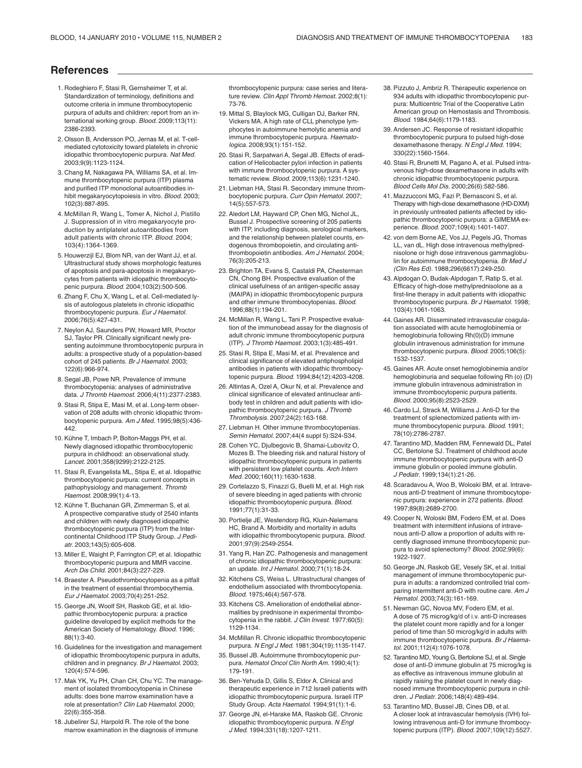## References

1. Rodeghiero F, Stasi R, Gernsheimer T, et al. Standardization of terminology, definitions and outcome criteria in immune thrombocytopenic purpura of adults and children: report from an international working group. *Blood.* 2009;113(11):2386-2393.
2. Olsson B, Andersson PO, Jernas M, et al. T-cell-mediated cytotoxicity toward platelets in chronic idiopathic thrombocytopenic purpura. *Nat Med.* 2003;9(9):1123-1124.
3. Chang M, Nakagawa PA, Williams SA, et al. Immune thrombocytopenic purpura (ITP) plasma and purified ITP monoclonal autoantibodies inhibit megakaryocytopoiesis in vitro. *Blood.* 2003;102(3):887-895.
4. McMillan R, Wang L, Tomer A, Nichol J, Pistillo J. Suppression of in vitro megakaryocyte production by antiplatelet autoantibodies from adult patients with chronic ITP. *Blood.* 2004;103(4):1364-1369.
5. Houwerzijl EJ, Blom NR, van der Want JJ, et al. Ultrastructural study shows morphologic features of apoptosis and para-apoptosis in megakaryocytes from patients with idiopathic thrombocytopenic purpura. *Blood.* 2004;103(2):500-506.
6. Zhang F, Chu X, Wang L, et al. Cell-mediated lysis of autologous platelets in chronic idiopathic thrombocytopenic purpura. *Eur J Haematol.* 2006;76(5):427-431.
7. Neylon AJ, Saunders PW, Howard MR, Proctor SJ, Taylor PR. Clinically significant newly presenting autoimmune thrombocytopenic purpura in adults: a prospective study of a population-based cohort of 245 patients. *Br J Haematol.* 2003;122(6):966-974.
8. Segal JB, Powe NR. Prevalence of immune thrombocytopenia: analyses of administrative data. *J Thromb Haemost.* 2006;4(11):2377-2383.
9. Stasi R, Stipa E, Masi M, et al. Long-term observation of 208 adults with chronic idiopathic thrombocytopenic purpura. *Am J Med.* 1995;98(5):436-442.
10. Kühne T, Imbach P, Bolton-Maggs PH, et al. Newly diagnosed idiopathic thrombocytopenic purpura in childhood: an observational study. *Lancet.* 2001;358(9299):2122-2125.
11. Stasi R, Evangelista ML, Stipa E, et al. Idiopathic thrombocytopenic purpura: current concepts in pathophysiology and management. *Thromb Haemost.* 2008;99(1):4-13.
12. Kühne T, Buchanan GR, Zimmerman S, et al. A prospective comparative study of 2540 infants and children with newly diagnosed idiopathic thrombocytopenic purpura (ITP) from the Intercontinental Childhood ITP Study Group. *J Pediatr.* 2003;143(5):605-608.
13. Miller E, Waight P, Farrington CP, et al. Idiopathic thrombocytopenic purpura and MMR vaccine. *Arch Dis Child.* 2001;84(3):227-229.
14. Braester A. Pseudothrombocytopenia as a pitfall in the treatment of essential thrombocythemia. *Eur J Haematol.* 2003;70(4):251-252.
15. George JN, Woolf SH, Raskob GE, et al. Idiopathic thrombocytopenic purpura: a practice guideline developed by explicit methods for the American Society of Hematology. *Blood.* 1996;88(1):3-40.
16. Guidelines for the investigation and management of idiopathic thrombocytopenic purpura in adults, children and in pregnancy. *Br J Haematol.* 2003;120(4):574-596.
17. Mak YK, Yu PH, Chan CH, Chu YC. The management of isolated thrombocytopenia in Chinese adults: does bone marrow examination have a role at presentation? *Clin Lab Haematol.* 2000;22(6):355-358.
18. Jubelirer SJ, Harpold R. The role of the bone marrow examination in the diagnosis of immune thrombocytopenic purpura: case series and literature review. *Clin Appl Thromb Hemost.* 2002;8(1):73-76.
19. Mittal S, Blaylock MG, Culligan DJ, Barker RN, Vickers MA. A high rate of CLL phenotype lymphocytes in autoimmune hemolytic anemia and immune thrombocytopenic purpura. *Haematologica.* 2008;93(1):151-152.
20. Stasi R, Sarpatwari A, Segal JB. Effects of eradication of Helicobacter pylori infection in patients with immune thrombocytopenic purpura. A systematic review. *Blood.* 2009;113(6):1231-1240.
21. Liebman HA, Stasi R. Secondary immune thrombocytopenic purpura. *Curr Opin Hematol.* 2007;14(5):557-573.
22. Aledort LM, Hayward CP, Chen MG, Nichol JL, Bussel J. Prospective screening of 205 patients with ITP, including diagnosis, serological markers, and the relationship between platelet counts, endogenous thrombopoietin, and circulating antithrombopoietin antibodies. *Am J Hematol.* 2004;76(3):205-213.
23. Brighton TA, Evans S, Castaldi PA, Chesterman CN, Chong BH. Prospective evaluation of the clinical usefulness of an antigen-specific assay (MAIPA) in idiopathic thrombocytopenic purpura and other immune thrombocytopenias. *Blood.* 1996;88(1):194-201.
24. McMillan R, Wang L, Tani P. Prospective evaluation of the immunobead assay for the diagnosis of adult chronic immune thrombocytopenic purpura (ITP). *J Thromb Haemost.* 2003;1(3):485-491.
25. Stasi R, Stipa E, Masi M, et al. Prevalence and clinical significance of elevated antiphospholipid antibodies in patients with idiopathic thrombocytopenic purpura. *Blood.* 1994;84(12):4203-4208.
26. Altintas A, Ozel A, Okur N, et al. Prevalence and clinical significance of elevated antinuclear antibody test in children and adult patients with idiopathic thrombocytopenic purpura. *J Thromb Thrombolysis.* 2007;24(2):163-168.
27. Liebman H. Other immune thrombocytopenias. *Semin Hematol.* 2007;44(4 suppl 5):S24-S34.
28. Cohen YC, Djulbegovic B, Shamai-Lubovitz O, Mozes B. The bleeding risk and natural history of idiopathic thrombocytopenic purpura in patients with persistent low platelet counts. *Arch Intern Med.* 2000;160(11):1630-1638.
29. Cortelazzo S, Finazzi G, Buelli M, et al. High risk of severe bleeding in aged patients with chronic idiopathic thrombocytopenic purpura. *Blood.* 1991;77(1):31-33.
30. Portielje JE, Westendorp RG, Kluin-Nelemans HC, Brand A. Morbidity and mortality in adults with idiopathic thrombocytopenic purpura. *Blood.* 2001;97(9):2549-2554.
31. Yang R, Han ZC. Pathogenesis and management of chronic idiopathic thrombocytopenic purpura: an update. *Int J Hematol.* 2000;71(1):18-24.
32. Kitchens CS, Weiss L. Ultrastructural changes of endothelium associated with thrombocytopenia. *Blood.* 1975;46(4):567-578.
33. Kitchens CS. Amelioration of endothelial abnormalities by prednisone in experimental thrombocytopenia in the rabbit. *J Clin Invest.* 1977;60(5):1129-1134.
34. McMillan R. Chronic idiopathic thrombocytopenic purpura. *N Engl J Med.* 1981;304(19):1135-1147.
35. Bussel JB. Autoimmune thrombocytopenic purpura. *Hematol Oncol Clin North Am.* 1990;4(1):179-191.
36. Ben-Yehuda D, Gillis S, Eldor A. Clinical and therapeutic experience in 712 Israeli patients with idiopathic thrombocytopenic purpura. Israeli ITP Study Group. *Acta Haematol.* 1994;91(1):1-6.
37. George JN, el-Harake MA, Raskob GE. Chronic idiopathic thrombocytopenic purpura. *N Engl J Med.* 1994;331(18):1207-1211.
38. Pizzuto J, Ambriz R. Therapeutic experience on 934 adults with idiopathic thrombocytopenic purpura: Multicentric Trial of the Cooperative Latin American group on Hemostasis and Thrombosis. *Blood.* 1984;64(6):1179-1183.
39. Andersen JC. Response of resistant idiopathic thrombocytopenic purpura to pulsed high-dose dexamethasone therapy. *N Engl J Med.* 1994;330(22):1560-1564.
40. Stasi R, Brunetti M, Pagano A, et al. Pulsed intravenous high-dose dexamethasone in adults with chronic idiopathic thrombocytopenic purpura. *Blood Cells Mol Dis.* 2000;26(6):582-586.
41. Mazzucconi MG, Fazi P, Bernasconi S, et al. Therapy with high-dose dexamethasone (HD-DXM) in previously untreated patients affected by idiopathic thrombocytopenic purpura: a GIMEMA experience. *Blood.* 2007;109(4):1401-1407.
42. von dem Borne AE, Vos JJ, Pegels JG, Thomas LL, van dL. High dose intravenous methylprednisolone or high dose intravenous gammaglobulin for autoimmune thrombocytopenia. *Br Med J (Clin Res Ed).* 1988;296(6617):249-250.
43. Alpdogan O, Budak-Alpdogan T, Ratip S, et al. Efficacy of high-dose methylprednisolone as a first-line therapy in adult patients with idiopathic thrombocytopenic purpura. *Br J Haematol.* 1998;103(4):1061-1063.
44. Gaines AR. Disseminated intravascular coagulation associated with acute hemoglobinemia or hemoglobinuria following Rh(0)(D) immune globulin intravenous administration for immune thrombocytopenic purpura. *Blood.* 2005;106(5):1532-1537.
45. Gaines AR. Acute onset hemoglobinemia and/or hemoglobinuria and sequelae following Rh (o) (D) immune globulin intravenous administration in immune thrombocytopenic purpura patients. *Blood.* 2000;95(8):2523-2529.
46. Cardo LJ, Strack M, Williams J. Anti-D for the treatment of splenectomized patients with immune thrombocytopenic purpura. *Blood.* 1991;78(10):2786-2787.
47. Tarantino MD, Madden RM, Fennewald DL, Patel CC, Bertolone SJ. Treatment of childhood acute immune thrombocytopenic purpura with anti-D immune globulin or pooled immune globulin. *J Pediatr.* 1999;134(1):21-26.
48. Scaradavou A, Woo B, Woloski BM, et al. Intravenous anti-D treatment of immune thrombocytopenic purpura: experience in 272 patients. *Blood.* 1997;89(8):2689-2700.
49. Cooper N, Woloski BM, Fodero EM, et al. Does treatment with intermittent infusions of intravenous anti-D allow a proportion of adults with recently diagnosed immune thrombocytopenic purpura to avoid splenectomy? *Blood.* 2002;99(6):1922-1927.
50. George JN, Raskob GE, Vesely SK, et al. Initial management of immune thrombocytopenic purpura in adults: a randomized controlled trial comparing intermittent anti-D with routine care. *Am J Hematol.* 2003;74(3):161-169.
51. Newman GC, Novoa MV, Fodero EM, et al. A dose of 75 microg/kg/d of i.v. anti-D increases the platelet count more rapidly and for a longer period of time than 50 microg/kg/d in adults with immune thrombocytopenic purpura. *Br J Haematol.* 2001;112(4):1076-1078.
52. Tarantino MD, Young G, Bertolone SJ, et al. Single dose of anti-D immune globulin at 75 microg/kg is as effective as intravenous immune globulin at rapidly raising the platelet count in newly diagnosed immune thrombocytopenic purpura in children. *J Pediatr.* 2006;148(4):489-494.
53. Tarantino MD, Bussel JB, Cines DB, et al. A closer look at intravascular hemolysis (IVH) following intravenous anti-D for immune thrombocytopenic purpura (ITP). *Blood.* 2007;109(12):5527.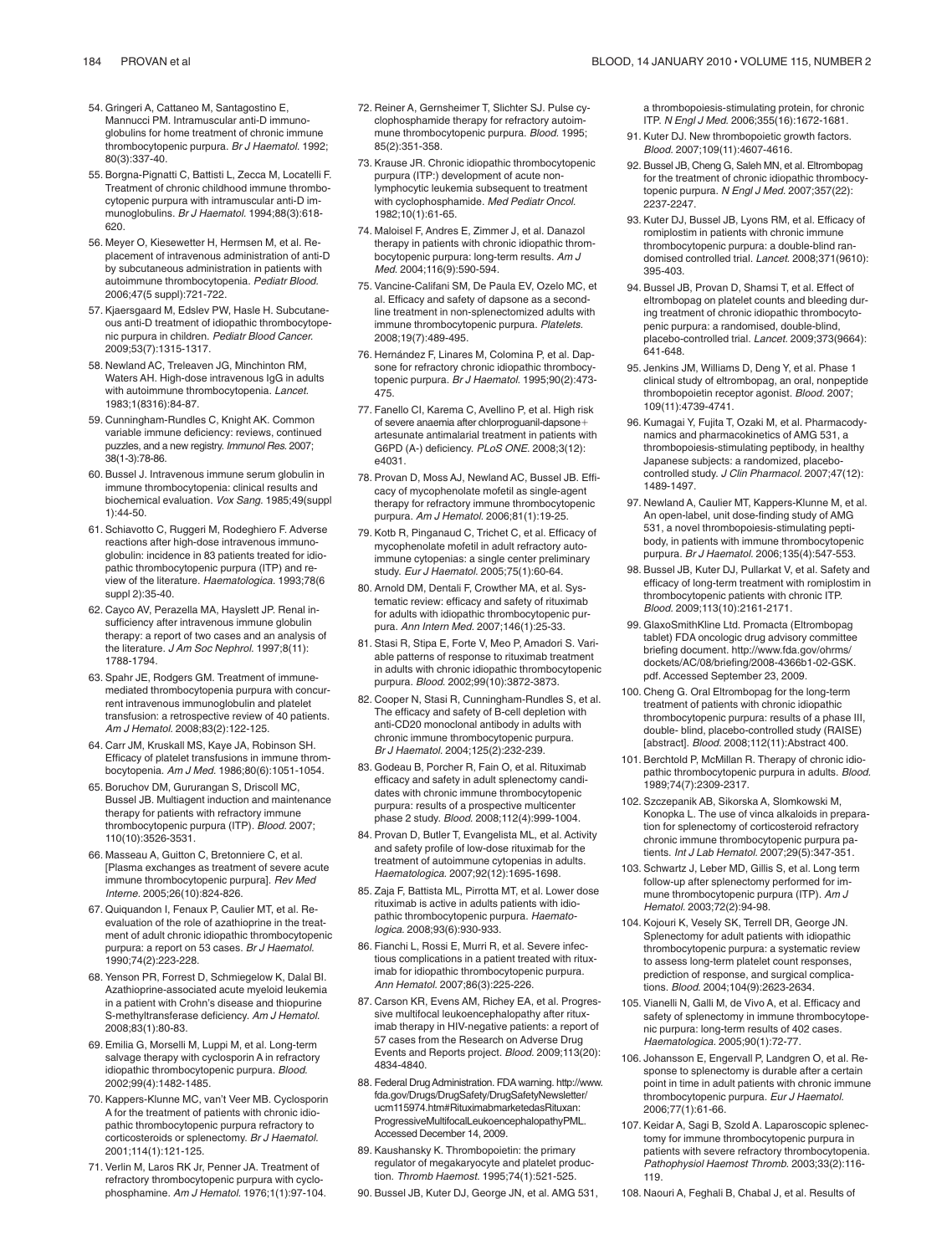54. Gringeri A, Cattaneo M, Santagostino E, Mannucci PM. Intramuscular anti-D immunoglobulins for home treatment of chronic immune thrombocytopenic purpura. *Br J Haematol.* 1992; 80(3):337-40.
55. Borgna-Pignatti C, Battisti L, Zecca M, Locatelli F. Treatment of chronic childhood immune thrombocytopenic purpura with intramuscular anti-D immunoglobulins. *Br J Haematol.* 1994;88(3):618-620.
56. Meyer O, Kiesewetter H, Hermsen M, et al. Replacement of intravenous administration of anti-D by subcutaneous administration in patients with autoimmune thrombocytopenia. *Pediatr Blood.* 2006;47(5 suppl):721-722.
57. Kjaersgaard M, Edslev PW, Hasle H. Subcutaneous anti-D treatment of idiopathic thrombocytopenic purpura in children. *Pediatr Blood Cancer.* 2009;53(7):1315-1317.
58. Newland AC, Treleaven JG, Minchinton RM, Waters AH. High-dose intravenous IgG in adults with autoimmune thrombocytopenia. *Lancet.* 1983;1(8316):84-87.
59. Cunningham-Rundles C, Knight AK. Common variable immune deficiency: reviews, continued puzzles, and a new registry. *Immunol Res.* 2007; 38(1-3):78-86.
60. Bussel J. Intravenous immune serum globulin in immune thrombocytopenia: clinical results and biochemical evaluation. *Vox Sang.* 1985;49(suppl 1):44-50.
61. Schiavotto C, Ruggeri M, Rodeghiero F. Adverse reactions after high-dose intravenous immunoglobulin: incidence in 83 patients treated for idiopathic thrombocytopenic purpura (ITP) and review of the literature. *Haematologica.* 1993;78(6 suppl 2):35-40.
62. Cayco AV, Perazella MA, Hayslett JP. Renal insufficiency after intravenous immune globulin therapy: a report of two cases and an analysis of the literature. *J Am Soc Nephrol.* 1997;8(11): 1788-1794.
63. Spahr JE, Rodgers GM. Treatment of immune-mediated thrombocytopenia purpura with concurrent intravenous immunoglobulin and platelet transfusion: a retrospective review of 40 patients. *Am J Hematol.* 2008;83(2):122-125.
64. Carr JM, Kruskall MS, Kaye JA, Robinson SH. Efficacy of platelet transfusions in immune thrombocytopenia. *Am J Med.* 1986;80(6):1051-1054.
65. Boruchov DM, Gururangan S, Driscoll MC, Bussel JB. Multiagent induction and maintenance therapy for patients with refractory immune thrombocytopenic purpura (ITP). *Blood.* 2007; 110(10):3526-3531.
66. Masseau A, Guitton C, Bretonniere C, et al. [Plasma exchanges as treatment of severe acute immune thrombocytopenic purpura]. *Rev Med Interne.* 2005;26(10):824-826.
67. Quiquandon I, Fenaux P, Caulier MT, et al. Re-evaluation of the role of azathioprine in the treatment of adult chronic idiopathic thrombocytopenic purpura: a report on 53 cases. *Br J Haematol.* 1990;74(2):223-228.
68. Yenson PR, Forrest D, Schmiegelow K, Dalal BI. Azathioprine-associated acute myeloid leukemia in a patient with Crohn's disease and thiopurine S-methyltransferase deficiency. *Am J Hematol.* 2008;83(1):80-83.
69. Emilia G, Morselli M, Luppi M, et al. Long-term salvage therapy with cyclosporin A in refractory idiopathic thrombocytopenic purpura. *Blood.* 2002;99(4):1482-1485.
70. Kappers-Klunne MC, van't Veer MB. Cyclosporin A for the treatment of patients with chronic idiopathic thrombocytopenic purpura refractory to corticosteroids or splenectomy. *Br J Haematol.* 2001;114(1):121-125.
71. Verlin M, Laros RK Jr, Penner JA. Treatment of refractory thrombocytopenic purpura with cyclophosphamine. *Am J Hematol.* 1976;1(1):97-104.
72. Reiner A, Gernsheimer T, Slichter SJ. Pulse cyclophosphamide therapy for refractory autoimmune thrombocytopenic purpura. *Blood.* 1995; 85(2):351-358.
73. Krause JR. Chronic idiopathic thrombocytopenic purpura (ITP:) development of acute non-lymphocytic leukemia subsequent to treatment with cyclophosphamide. *Med Pediatr Oncol.* 1982;10(1):61-65.
74. Maloisel F, Andres E, Zimmer J, et al. Danazol therapy in patients with chronic idiopathic thrombocytopenic purpura: long-term results. *Am J Med.* 2004;116(9):590-594.
75. Vancine-Califani SM, De Paula EV, Ozelo MC, et al. Efficacy and safety of dapsone as a second-line treatment in non-splenectomized adults with immune thrombocytopenic purpura. *Platelets.* 2008;19(7):489-495.
76. Hernández F, Linares M, Colomina P, et al. Dapsone for refractory chronic idiopathic thrombocytopenic purpura. *Br J Haematol.* 1995;90(2):473-475.
77. Fanello CI, Karema C, Avellino P, et al. High risk of severe anaemia after chlorproguanil-dapsone+artesunate antimalarial treatment in patients with G6PD (A-) deficiency. *PLoS ONE.* 2008;3(12): e4031.
78. Provan D, Moss AJ, Newland AC, Bussel JB. Efficacy of mycophenolate mofetil as single-agent therapy for refractory immune thrombocytopenic purpura. *Am J Hematol.* 2006;81(1):19-25.
79. Kotb R, Pinganaud C, Trichet C, et al. Efficacy of mycophenolate mofetil in adult refractory autoimmune cytopenias: a single center preliminary study. *Eur J Haematol.* 2005;75(1):60-64.
80. Arnold DM, Dentali F, Crowther MA, et al. Systematic review: efficacy and safety of rituximab for adults with idiopathic thrombocytopenic purpura. *Ann Intern Med.* 2007;146(1):25-33.
81. Stasi R, Stipa E, Forte V, Meo P, Amadori S. Variable patterns of response to rituximab treatment in adults with chronic idiopathic thrombocytopenic purpura. *Blood.* 2002;99(10):3872-3873.
82. Cooper N, Stasi R, Cunningham-Rundles S, et al. The efficacy and safety of B-cell depletion with anti-CD20 monoclonal antibody in adults with chronic immune thrombocytopenic purpura. *Br J Haematol.* 2004;125(2):232-239.
83. Godeau B, Porcher R, Fain O, et al. Rituximab efficacy and safety in adult splenectomy candidates with chronic immune thrombocytopenic purpura: results of a prospective multicenter phase 2 study. *Blood.* 2008;112(4):999-1004.
84. Provan D, Butler T, Evangelista ML, et al. Activity and safety profile of low-dose rituximab for the treatment of autoimmune cytopenias in adults. *Haematologica.* 2007;92(12):1695-1698.
85. Zaja F, Battista ML, Pirrotta MT, et al. Lower dose rituximab is active in adults patients with idiopathic thrombocytopenic purpura. *Haematologica.* 2008;93(6):930-933.
86. Fianchi L, Rossi E, Murri R, et al. Severe infectious complications in a patient treated with rituximab for idiopathic thrombocytopenic purpura. *Ann Hematol.* 2007;86(3):225-226.
87. Carson KR, Evens AM, Richey EA, et al. Progressive multifocal leukoencephalopathy after rituximab therapy in HIV-negative patients: a report of 57 cases from the Research on Adverse Drug Events and Reports project. *Blood.* 2009;113(20): 4834-4840.
88. Federal Drug Administration. FDA warning. http://www.fda.gov/Drugs/DrugSafety/DrugSafetyNewsletter/ucm115974.htm#RituximabmarketedasRituxan:ProgressiveMultifocalLeukoencephalopathyPML. Accessed December 14, 2009.
89. Kaushansky K. Thrombopoietin: the primary regulator of megakaryocyte and platelet production. *Thromb Haemost.* 1995;74(1):521-525.
90. Bussel JB, Kuter DJ, George JN, et al. AMG 531, a thrombopoiesis-stimulating protein, for chronic ITP. *N Engl J Med.* 2006;355(16):1672-1681.
91. Kuter DJ. New thrombopoietic growth factors. *Blood.* 2007;109(11):4607-4616.
92. Bussel JB, Cheng G, Saleh MN, et al. Eltrombopag for the treatment of chronic idiopathic thrombocytopenic purpura. *N Engl J Med.* 2007;357(22): 2237-2247.
93. Kuter DJ, Bussel JB, Lyons RM, et al. Efficacy of romiplostim in patients with chronic immune thrombocytopenic purpura: a double-blind randomised controlled trial. *Lancet.* 2008;371(9610): 395-403.
94. Bussel JB, Provan D, Shamsi T, et al. Effect of eltrombopag on platelet counts and bleeding during treatment of chronic idiopathic thrombocytopenic purpura: a randomised, double-blind, placebo-controlled trial. *Lancet.* 2009;373(9664): 641-648.
95. Jenkins JM, Williams D, Deng Y, et al. Phase 1 clinical study of eltrombopag, an oral, nonpeptide thrombopoietin receptor agonist. *Blood.* 2007; 109(11):4739-4741.
96. Kumagai Y, Fujita T, Ozaki M, et al. Pharmacodynamics and pharmacokinetics of AMG 531, a thrombopoiesis-stimulating peptibody, in healthy Japanese subjects: a randomized, placebo-controlled study. *J Clin Pharmacol.* 2007;47(12): 1489-1497.
97. Newland A, Caulier MT, Kappers-Klunne M, et al. An open-label, unit dose-finding study of AMG 531, a novel thrombopoiesis-stimulating peptibody, in patients with immune thrombocytopenic purpura. *Br J Haematol.* 2006;135(4):547-553.
98. Bussel JB, Kuter DJ, Pullarkat V, et al. Safety and efficacy of long-term treatment with romiplostim in thrombocytopenic patients with chronic ITP. *Blood.* 2009;113(10):2161-2171.
99. GlaxoSmithKline Ltd. Promacta (Eltrombopag tablet) FDA oncologic drug advisory committee briefing document. http://www.fda.gov/ohrms/dockets/AC/08/briefing/2008-4366b1-02-GSK.pdf. Accessed September 23, 2009.
100. Cheng G. Oral Eltrombopag for the long-term treatment of patients with chronic idiopathic thrombocytopenic purpura: results of a phase III, double- blind, placebo-controlled study (RAISE) [abstract]. *Blood.* 2008;112(11):Abstract 400.
101. Berchtold P, McMillan R. Therapy of chronic idiopathic thrombocytopenic purpura in adults. *Blood.* 1989;74(7):2309-2317.
102. Szczepanik AB, Sikorska A, Slomkowski M, Konopka L. The use of vinca alkaloids in preparation for splenectomy of corticosteroid refractory chronic immune thrombocytopenic purpura patients. *Int J Lab Hematol.* 2007;29(5):347-351.
103. Schwartz J, Leber MD, Gillis S, et al. Long term follow-up after splenectomy performed for immune thrombocytopenic purpura (ITP). *Am J Hematol.* 2003;72(2):94-98.
104. Kojouri K, Vesely SK, Terrell DR, George JN. Splenectomy for adult patients with idiopathic thrombocytopenic purpura: a systematic review to assess long-term platelet count responses, prediction of response, and surgical complications. *Blood.* 2004;104(9):2623-2634.
105. Vianelli N, Galli M, de Vivo A, et al. Efficacy and safety of splenectomy in immune thrombocytopenic purpura: long-term results of 402 cases. *Haematologica.* 2005;90(1):72-77.
106. Johansson E, Engervall P, Landgren O, et al. Response to splenectomy is durable after a certain point in time in adult patients with chronic immune thrombocytopenic purpura. *Eur J Haematol.* 2006;77(1):61-66.
107. Keidar A, Sagi B, Szold A. Laparoscopic splenectomy for immune thrombocytopenic purpura in patients with severe refractory thrombocytopenia. *Pathophysiol Haemost Thromb.* 2003;33(2):116-119.
108. Naouri A, Feghali B, Chabal J, et al. Results of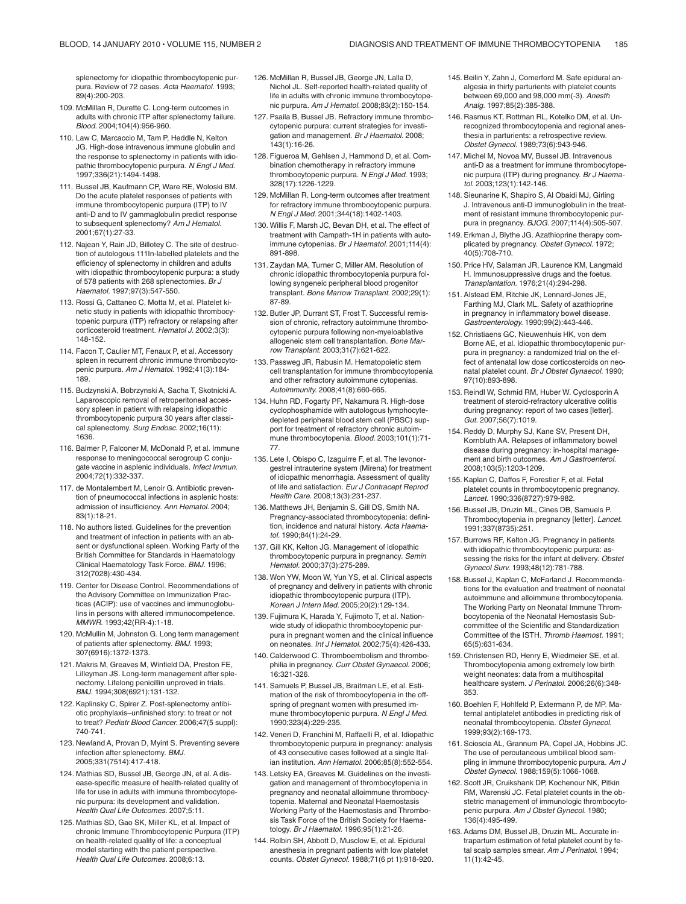splenectomy for idiopathic thrombocytopenic purpura. Review of 72 cases. *Acta Haematol.* 1993; 89(4):200-203.

109. McMillan R, Durette C. Long-term outcomes in adults with chronic ITP after splenectomy failure. *Blood.* 2004;104(4):956-960.
110. Law C, Marcaccio M, Tam P, Heddle N, Kelton JG. High-dose intravenous immune globulin and the response to splenectomy in patients with idiopathic thrombocytopenic purpura. *N Engl J Med.* 1997;336(21):1494-1498.
111. Bussel JB, Kaufmann CP, Ware RE, Woloski BM. Do the acute platelet responses of patients with immune thrombocytopenic purpura (ITP) to IV anti-D and to IV gammaglobulin predict response to subsequent splenectomy? *Am J Hematol.* 2001;67(1):27-33.
112. Najean Y, Rain JD, Billotey C. The site of destruction of autologous 111In-labelled platelets and the efficiency of splenectomy in children and adults with idiopathic thrombocytopenic purpura: a study of 578 patients with 268 splenectomies. *Br J Haematol.* 1997;97(3):547-550.
113. Rossi G, Cattaneo C, Motta M, et al. Platelet kinetic study in patients with idiopathic thrombocytopenic purpura (ITP) refractory or relapsing after corticosteroid treatment. *Hematol J.* 2002;3(3): 148-152.
114. Facon T, Caulier MT, Fenaux P, et al. Accessory spleen in recurrent chronic immune thrombocytopenic purpura. *Am J Hematol.* 1992;41(3):184-189.
115. Budzynski A, Bobrzynski A, Sacha T, Skotnicki A. Laparoscopic removal of retroperitoneal accessory spleen in patient with relapsing idiopathic thrombocytopenic purpura 30 years after classical splenectomy. *Surg Endosc.* 2002;16(11): 1636.
116. Balmer P, Falconer M, McDonald P, et al. Immune response to meningococcal serogroup C conjugate vaccine in asplenic individuals. *Infect Immun.* 2004;72(1):332-337.
117. de Montalembert M, Lenoir G. Antibiotic prevention of pneumococcal infections in asplenic hosts: admission of insufficiency. *Ann Hematol.* 2004; 83(1):18-21.
118. No authors listed. Guidelines for the prevention and treatment of infection in patients with an absent or dysfunctional spleen. Working Party of the British Committee for Standards in Haematology Clinical Haematology Task Force. *BMJ.* 1996; 312(7028):430-434.
119. Center for Disease Control. Recommendations of the Advisory Committee on Immunization Practices (ACIP): use of vaccines and immunoglobulins in persons with altered immunocompetence. *MMWR.* 1993;42(RR-4):1-18.
120. McMullin M, Johnston G. Long term management of patients after splenectomy. *BMJ.* 1993; 307(6916):1372-1373.
121. Makris M, Greaves M, Winfield DA, Preston FE, Lilleyman JS. Long-term management after splenectomy. Lifelong penicillin unproved in trials. *BMJ.* 1994;308(6921):131-132.
122. Kaplinsky C, Spirer Z. Post-splenectomy antibiotic prophylaxis–unfinished story: to treat or not to treat? *Pediatr Blood Cancer.* 2006;47(5 suppl): 740-741.
123. Newland A, Provan D, Myint S. Preventing severe infection after splenectomy. *BMJ.* 2005;331(7514):417-418.
124. Mathias SD, Bussel JB, George JN, et al. A disease-specific measure of health-related quality of life for use in adults with immune thrombocytopenic purpura: its development and validation. *Health Qual Life Outcomes.* 2007;5:11.
125. Mathias SD, Gao SK, Miller KL, et al. Impact of chronic Immune Thrombocytopenic Purpura (ITP) on health-related quality of life: a conceptual model starting with the patient perspective. *Health Qual Life Outcomes.* 2008;6:13.
126. McMillan R, Bussel JB, George JN, Lalla D, Nichol JL. Self-reported health-related quality of life in adults with chronic immune thrombocytopenic purpura. *Am J Hematol.* 2008;83(2):150-154.
127. Psaila B, Bussel JB. Refractory immune thrombocytopenic purpura: current strategies for investigation and management. *Br J Haematol.* 2008; 143(1):16-26.
128. Figueroa M, Gehlsen J, Hammond D, et al. Combination chemotherapy in refractory immune thrombocytopenic purpura. *N Engl J Med.* 1993; 328(17):1226-1229.
129. McMillan R. Long-term outcomes after treatment for refractory immune thrombocytopenic purpura. *N Engl J Med.* 2001;344(18):1402-1403.
130. Willis F, Marsh JC, Bevan DH, et al. The effect of treatment with Campath-1H in patients with autoimmune cytopenias. *Br J Haematol.* 2001;114(4): 891-898.
131. Zaydan MA, Turner C, Miller AM. Resolution of chronic idiopathic thrombocytopenia purpura following syngeneic peripheral blood progenitor transplant. *Bone Marrow Transplant.* 2002;29(1): 87-89.
132. Butler JP, Durrant ST, Frost T. Successful remission of chronic, refractory autoimmune thrombocytopenic purpura following non-myeloablative allogeneic stem cell transplantation. *Bone Marrow Transplant.* 2003;31(7):621-622.
133. Passweg JR, Rabusin M. Hematopoietic stem cell transplantation for immune thrombocytopenia and other refractory autoimmune cytopenias. *Autoimmunity.* 2008;41(8):660-665.
134. Huhn RD, Fogarty PF, Nakamura R. High-dose cyclophosphamide with autologous lymphocyte-depleted peripheral blood stem cell (PBSC) support for treatment of refractory chronic autoimmune thrombocytopenia. *Blood.* 2003;101(1):71-77.
135. Lete I, Obispo C, Izaguirre F, et al. The levonorgestrel intrauterine system (Mirena) for treatment of idiopathic menorrhagia. Assessment of quality of life and satisfaction. *Eur J Contracept Reprod Health Care.* 2008;13(3):231-237.
136. Matthews JH, Benjamin S, Gill DS, Smith NA. Pregnancy-associated thrombocytopenia: definition, incidence and natural history. *Acta Haematol.* 1990;84(1):24-29.
137. Gill KK, Kelton JG. Management of idiopathic thrombocytopenic purpura in pregnancy. *Semin Hematol.* 2000;37(3):275-289.
138. Won YW, Moon W, Yun YS, et al. Clinical aspects of pregnancy and delivery in patients with chronic idiopathic thrombocytopenic purpura (ITP). *Korean J Intern Med.* 2005;20(2):129-134.
139. Fujimura K, Harada Y, Fujimoto T, et al. Nationwide study of idiopathic thrombocytopenic purpura in pregnant women and the clinical influence on neonates. *Int J Hematol.* 2002;75(4):426-433.
140. Calderwood C. Thromboembolism and thrombophilia in pregnancy. *Curr Obstet Gynaecol.* 2006; 16:321-326.
141. Samuels P, Bussel JB, Braitman LE, et al. Estimation of the risk of thrombocytopenia in the offspring of pregnant women with presumed immune thrombocytopenic purpura. *N Engl J Med.* 1990;323(4):229-235.
142. Veneri D, Franchini M, Raffaelli R, et al. Idiopathic thrombocytopenic purpura in pregnancy: analysis of 43 consecutive cases followed at a single Italian institution. *Ann Hematol.* 2006;85(8):552-554.
143. Letsky EA, Greaves M. Guidelines on the investigation and management of thrombocytopenia in pregnancy and neonatal alloimmune thrombocytopenia. Maternal and Neonatal Haemostasis Working Party of the Haemostasis and Thrombosis Task Force of the British Society for Haematology. *Br J Haematol.* 1996;95(1):21-26.
144. Rolbin SH, Abbott D, Musclow E, et al. Epidural anesthesia in pregnant patients with low platelet counts. *Obstet Gynecol.* 1988;71(6 pt 1):918-920.
145. Beilin Y, Zahn J, Comerford M. Safe epidural analgesia in thirty parturients with platelet counts between 69,000 and 98,000 mm(-3). *Anesth Analg.* 1997;85(2):385-388.
146. Rasmus KT, Rottman RL, Kotelko DM, et al. Unrecognized thrombocytopenia and regional anesthesia in parturients: a retrospective review. *Obstet Gynecol.* 1989;73(6):943-946.
147. Michel M, Novoa MV, Bussel JB. Intravenous anti-D as a treatment for immune thrombocytopenic purpura (ITP) during pregnancy. *Br J Haematol.* 2003;123(1):142-146.
148. Sieunarine K, Shapiro S, Al Obaidi MJ, Girling J. Intravenous anti-D immunoglobulin in the treatment of resistant immune thrombocytopenic purpura in pregnancy. *BJOG.* 2007;114(4):505-507.
149. Erkman J, Blythe JG. Azathioprine therapy complicated by pregnancy. *Obstet Gynecol.* 1972; 40(5):708-710.
150. Price HV, Salaman JR, Laurence KM, Langmaid H. Immunosuppressive drugs and the foetus. *Transplantation.* 1976;21(4):294-298.
151. Alstead EM, Ritchie JK, Lennard-Jones JE, Farthing MJ, Clark ML. Safety of azathioprine in pregnancy in inflammatory bowel disease. *Gastroenterology.* 1990;99(2):443-446.
152. Christiaens GC, Nieuwenhuis HK, von dem Borne AE, et al. Idiopathic thrombocytopenic purpura in pregnancy: a randomized trial on the effect of antenatal low dose corticosteroids on neonatal platelet count. *Br J Obstet Gynaecol.* 1990; 97(10):893-898.
153. Reindl W, Schmid RM, Huber W. Cyclosporin A treatment of steroid-refractory ulcerative colitis during pregnancy: report of two cases [letter]. *Gut.* 2007;56(7):1019.
154. Reddy D, Murphy SJ, Kane SV, Present DH, Kornbluth AA. Relapses of inflammatory bowel disease during pregnancy: in-hospital management and birth outcomes. *Am J Gastroenterol.* 2008;103(5):1203-1209.
155. Kaplan C, Daffos F, Forestier F, et al. Fetal platelet counts in thrombocytopenic pregnancy. *Lancet.* 1990;336(8727):979-982.
156. Bussel JB, Druzin ML, Cines DB, Samuels P. Thrombocytopenia in pregnancy [letter]. *Lancet.* 1991;337(8735):251.
157. Burrows RF, Kelton JG. Pregnancy in patients with idiopathic thrombocytopenic purpura: assessing the risks for the infant at delivery. *Obstet Gynecol Surv.* 1993;48(12):781-788.
158. Bussel J, Kaplan C, McFarland J. Recommendations for the evaluation and treatment of neonatal autoimmune and alloimmune thrombocytopenia. The Working Party on Neonatal Immune Thrombocytopenia of the Neonatal Hemostasis Subcommittee of the Scientific and Standardization Committee of the ISTH. *Thromb Haemost.* 1991; 65(5):631-634.
159. Christensen RD, Henry E, Wiedmeier SE, et al. Thrombocytopenia among extremely low birth weight neonates: data from a multihospital healthcare system. *J Perinatol.* 2006;26(6):348-353.
160. Boehlen F, Hohlfeld P, Extermann P, de MP. Maternal antiplatelet antibodies in predicting risk of neonatal thrombocytopenia. *Obstet Gynecol.* 1999;93(2):169-173.
161. Scioscia AL, Grannum PA, Copel JA, Hobbins JC. The use of percutaneous umbilical blood sampling in immune thrombocytopenic purpura. *Am J Obstet Gynecol.* 1988;159(5):1066-1068.
162. Scott JR, Cruikshank DP, Kochenour NK, Pitkin RM, Warenski JC. Fetal platelet counts in the obstetric management of immunologic thrombocytopenic purpura. *Am J Obstet Gynecol.* 1980; 136(4):495-499.
163. Adams DM, Bussel JB, Druzin ML. Accurate intrapartum estimation of fetal platelet count by fetal scalp samples smear. *Am J Perinatol.* 1994; 11(1):42-45.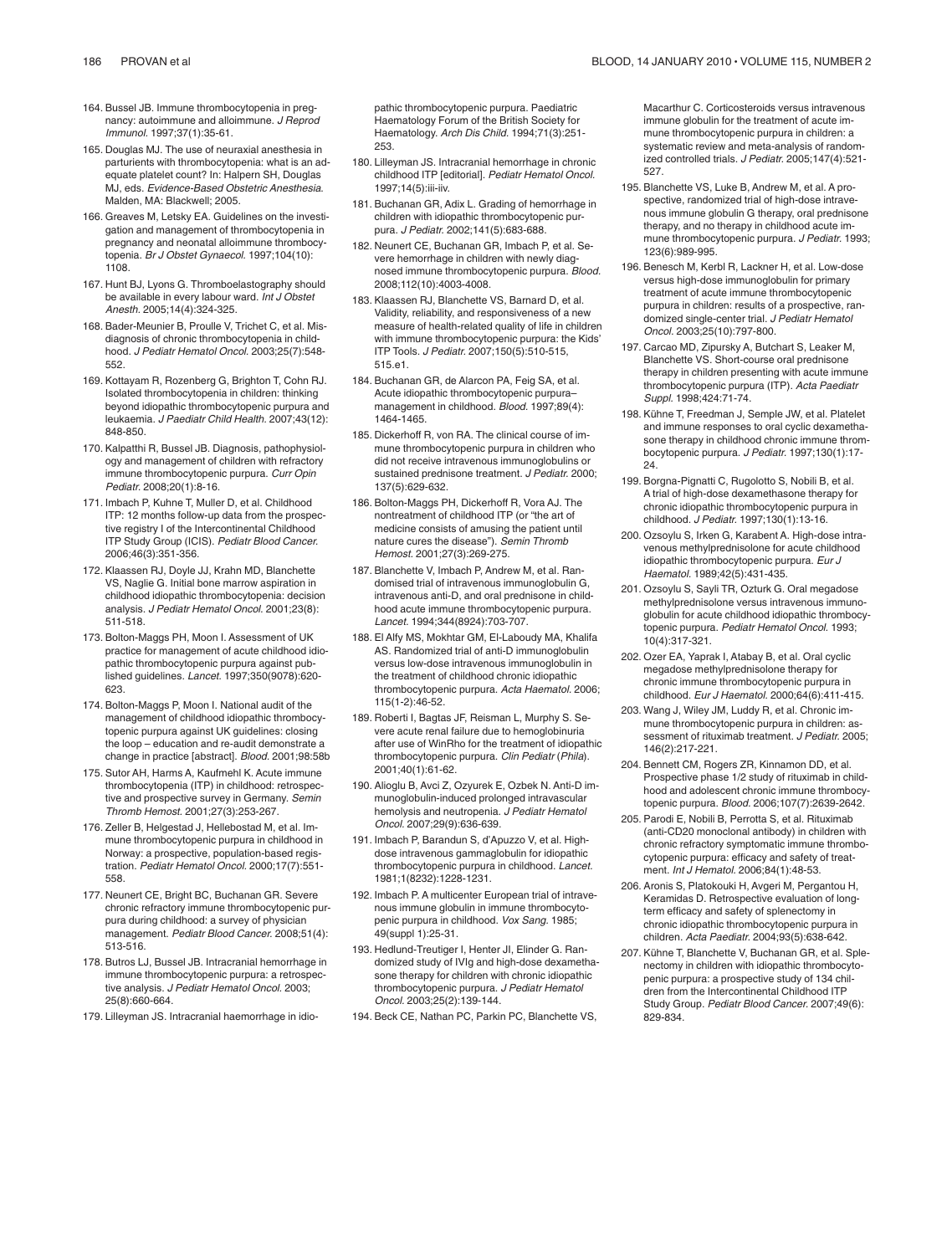164. Bussel JB. Immune thrombocytopenia in pregnancy: autoimmune and alloimmune. *J Reprod Immunol.* 1997;37(1):35-61.

165. Douglas MJ. The use of neuraxial anesthesia in parturients with thrombocytopenia: what is an adequate platelet count? In: Halpern SH, Douglas MJ, eds. *Evidence-Based Obstetric Anesthesia.* Malden, MA: Blackwell; 2005.

166. Greaves M, Letsky EA. Guidelines on the investigation and management of thrombocytopenia in pregnancy and neonatal alloimmune thrombocytopenia. *Br J Obstet Gynaecol.* 1997;104(10):1108.

167. Hunt BJ, Lyons G. Thromboelastography should be available in every labour ward. *Int J Obstet Anesth.* 2005;14(4):324-325.

168. Bader-Meunier B, Proulle V, Trichet C, et al. Misdiagnosis of chronic thrombocytopenia in childhood. *J Pediatr Hematol Oncol.* 2003;25(7):548-552.

169. Kottayam R, Rozenberg G, Brighton T, Cohn RJ. Isolated thrombocytopenia in children: thinking beyond idiopathic thrombocytopenic purpura and leukaemia. *J Paediatr Child Health.* 2007;43(12):848-850.

170. Kalpatthi R, Bussel JB. Diagnosis, pathophysiology and management of children with refractory immune thrombocytopenic purpura. *Curr Opin Pediatr.* 2008;20(1):8-16.

171. Imbach P, Kuhne T, Muller D, et al. Childhood ITP: 12 months follow-up data from the prospective registry I of the Intercontinental Childhood ITP Study Group (ICIS). *Pediatr Blood Cancer.* 2006;46(3):351-356.

172. Klaassen RJ, Doyle JJ, Krahn MD, Blanchette VS, Naglie G. Initial bone marrow aspiration in childhood idiopathic thrombocytopenia: decision analysis. *J Pediatr Hematol Oncol.* 2001;23(8):511-518.

173. Bolton-Maggs PH, Moon I. Assessment of UK practice for management of acute childhood idiopathic thrombocytopenic purpura against published guidelines. *Lancet.* 1997;350(9078):620-623.

174. Bolton-Maggs P, Moon I. National audit of the management of childhood idiopathic thrombocytopenic purpura against UK guidelines: closing the loop – education and re-audit demonstrate a change in practice [abstract]. *Blood.* 2001;98:58b

175. Sutor AH, Harms A, Kaufmehl K. Acute immune thrombocytopenia (ITP) in childhood: retrospective and prospective survey in Germany. *Semin Thromb Hemost.* 2001;27(3):253-267.

176. Zeller B, Helgestad J, Hellebostad M, et al. Immune thrombocytopenic purpura in childhood in Norway: a prospective, population-based registration. *Pediatr Hematol Oncol.* 2000;17(7):551-558.

177. Neunert CE, Bright BC, Buchanan GR. Severe chronic refractory immune thrombocytopenic purpura during childhood: a survey of physician management. *Pediatr Blood Cancer.* 2008;51(4):513-516.

178. Butros LJ, Bussel JB. Intracranial hemorrhage in immune thrombocytopenic purpura: a retrospective analysis. *J Pediatr Hematol Oncol.* 2003;25(8):660-664.

179. Lilleyman JS. Intracranial haemorrhage in idiopathic thrombocytopenic purpura. Paediatric Haematology Forum of the British Society for Haematology. *Arch Dis Child.* 1994;71(3):251-253.

180. Lilleyman JS. Intracranial hemorrhage in chronic childhood ITP [editorial]. *Pediatr Hematol Oncol.* 1997;14(5):iii-iiv.

181. Buchanan GR, Adix L. Grading of hemorrhage in children with idiopathic thrombocytopenic purpura. *J Pediatr.* 2002;141(5):683-688.

182. Neunert CE, Buchanan GR, Imbach P, et al. Severe hemorrhage in children with newly diagnosed immune thrombocytopenic purpura. *Blood.* 2008;112(10):4003-4008.

183. Klaassen RJ, Blanchette VS, Barnard D, et al. Validity, reliability, and responsiveness of a new measure of health-related quality of life in children with immune thrombocytopenic purpura: the Kids' ITP Tools. *J Pediatr.* 2007;150(5):510-515, 515.e1.

184. Buchanan GR, de Alarcon PA, Feig SA, et al. Acute idiopathic thrombocytopenic purpura–management in childhood. *Blood.* 1997;89(4):1464-1465.

185. Dickerhoff R, von RA. The clinical course of immune thrombocytopenic purpura in children who did not receive intravenous immunoglobulins or sustained prednisone treatment. *J Pediatr.* 2000;137(5):629-632.

186. Bolton-Maggs PH, Dickerhoff R, Vora AJ. The nontreatment of childhood ITP (or "the art of medicine consists of amusing the patient until nature cures the disease"). *Semin Thromb Hemost.* 2001;27(3):269-275.

187. Blanchette V, Imbach P, Andrew M, et al. Randomised trial of intravenous immunoglobulin G, intravenous anti-D, and oral prednisone in childhood acute immune thrombocytopenic purpura. *Lancet.* 1994;344(8924):703-707.

188. El Alfy MS, Mokhtar GM, El-Laboudy MA, Khalifa AS. Randomized trial of anti-D immunoglobulin versus low-dose intravenous immunoglobulin in the treatment of childhood chronic idiopathic thrombocytopenic purpura. *Acta Haematol.* 2006;115(1-2):46-52.

189. Roberti I, Bagtas JF, Reisman L, Murphy S. Severe acute renal failure due to hemoglobinuria after use of WinRho for the treatment of idiopathic thrombocytopenic purpura. *Clin Pediatr (Phila).* 2001;40(1):61-62.

190. Alioglu B, Avci Z, Ozyurek E, Ozbek N. Anti-D immunoglobulin-induced prolonged intravascular hemolysis and neutropenia. *J Pediatr Hematol Oncol.* 2007;29(9):636-639.

191. Imbach P, Barandun S, d'Apuzzo V, et al. High-dose intravenous gammaglobulin for idiopathic thrombocytopenic purpura in childhood. *Lancet.* 1981;1(8232):1228-1231.

192. Imbach P. A multicenter European trial of intravenous immune globulin in immune thrombocytopenic purpura in childhood. *Vox Sang.* 1985;49(suppl 1):25-31.

193. Hedlund-Treutiger I, Henter JI, Elinder G. Randomized study of IVIg and high-dose dexamethasone therapy for children with chronic idiopathic thrombocytopenic purpura. *J Pediatr Hematol Oncol.* 2003;25(2):139-144.

194. Beck CE, Nathan PC, Parkin PC, Blanchette VS, Macarthur C. Corticosteroids versus intravenous immune globulin for the treatment of acute immune thrombocytopenic purpura in children: a systematic review and meta-analysis of randomized controlled trials. *J Pediatr.* 2005;147(4):521-527.

195. Blanchette VS, Luke B, Andrew M, et al. A prospective, randomized trial of high-dose intravenous immune globulin G therapy, oral prednisone therapy, and no therapy in childhood acute immune thrombocytopenic purpura. *J Pediatr.* 1993;123(6):989-995.

196. Benesch M, Kerbl R, Lackner H, et al. Low-dose versus high-dose immunoglobulin for primary treatment of acute immune thrombocytopenic purpura in children: results of a prospective, randomized single-center trial. *J Pediatr Hematol Oncol.* 2003;25(10):797-800.

197. Carcao MD, Zipursky A, Butchart S, Leaker M, Blanchette VS. Short-course oral prednisone therapy in children presenting with acute immune thrombocytopenic purpura (ITP). *Acta Paediatr Suppl.* 1998;424:71-74.

198. Kühne T, Freedman J, Semple JW, et al. Platelet and immune responses to oral cyclic dexamethasone therapy in childhood chronic immune thrombocytopenic purpura. *J Pediatr.* 1997;130(1):17-24.

199. Borgna-Pignatti C, Rugolotto S, Nobili B, et al. A trial of high-dose dexamethasone therapy for chronic idiopathic thrombocytopenic purpura in childhood. *J Pediatr.* 1997;130(1):13-16.

200. Ozsoylu S, Irken G, Karabent A. High-dose intravenous methylprednisolone for acute childhood idiopathic thrombocytopenic purpura. *Eur J Haematol.* 1989;42(5):431-435.

201. Ozsoylu S, Sayli TR, Ozturk G. Oral megadose methylprednisolone versus intravenous immunoglobulin for acute childhood idiopathic thrombocytopenic purpura. *Pediatr Hematol Oncol.* 1993;10(4):317-321.

202. Ozer EA, Yaprak I, Atabay B, et al. Oral cyclic megadose methylprednisolone therapy for chronic immune thrombocytopenic purpura in childhood. *Eur J Haematol.* 2000;64(6):411-415.

203. Wang J, Wiley JM, Luddy R, et al. Chronic immune thrombocytopenic purpura in children: assessment of rituximab treatment. *J Pediatr.* 2005;146(2):217-221.

204. Bennett CM, Rogers ZR, Kinnamon DD, et al. Prospective phase 1/2 study of rituximab in childhood and adolescent chronic immune thrombocytopenic purpura. *Blood.* 2006;107(7):2639-2642.

205. Parodi E, Nobili B, Perrotta S, et al. Rituximab (anti-CD20 monoclonal antibody) in children with chronic refractory symptomatic immune thrombocytopenic purpura: efficacy and safety of treatment. *Int J Hematol.* 2006;84(1):48-53.

206. Aronis S, Platokouki H, Avgeri M, Pergantou H, Keramidas D. Retrospective evaluation of long-term efficacy and safety of splenectomy in chronic idiopathic thrombocytopenic purpura in children. *Acta Paediatr.* 2004;93(5):638-642.

207. Kühne T, Blanchette V, Buchanan GR, et al. Splenectomy in children with idiopathic thrombocytopenic purpura: a prospective study of 134 children from the Intercontinental Childhood ITP Study Group. *Pediatr Blood Cancer.* 2007;49(6):829-834.